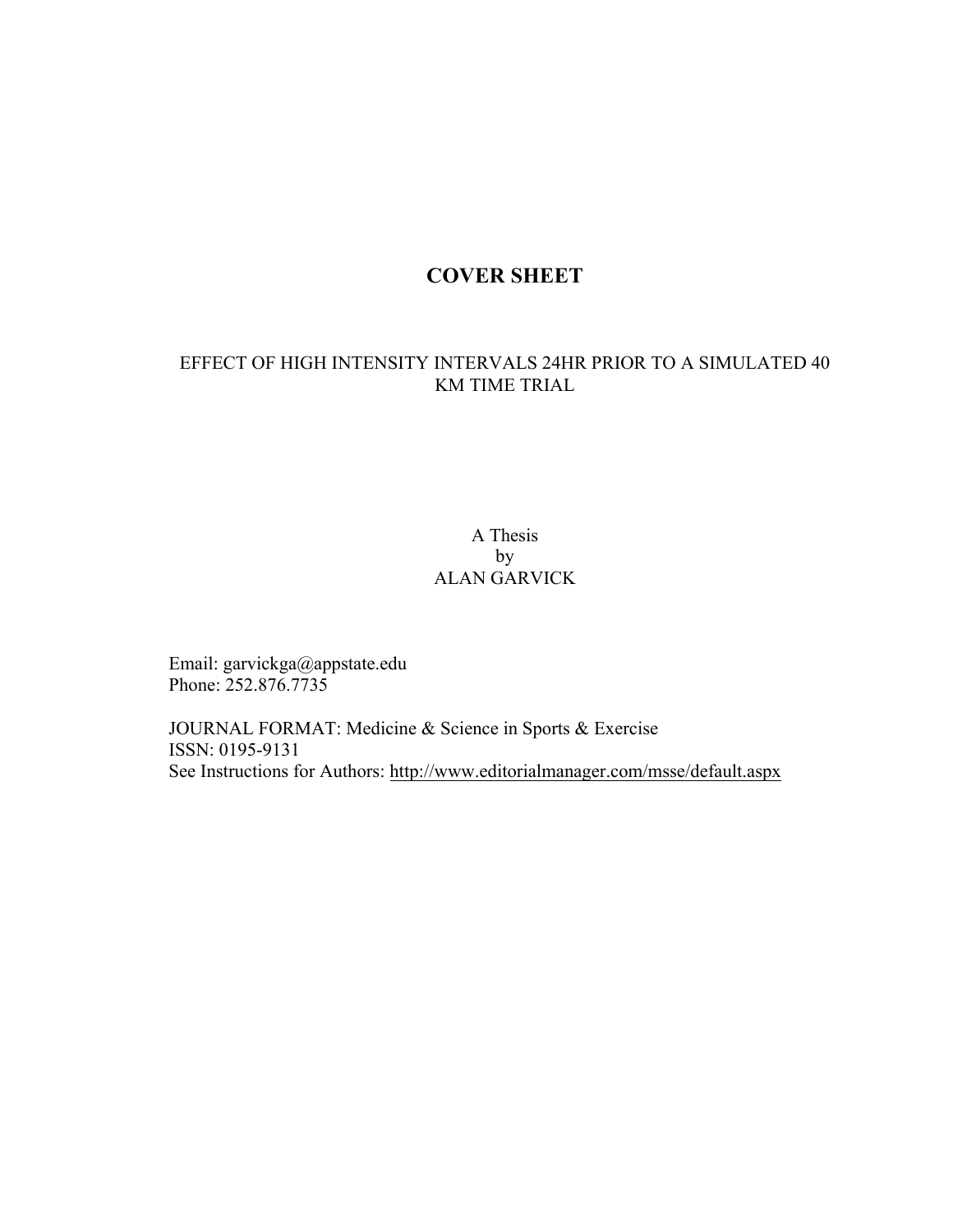# COVER SHEET

EFFECT OF HIGH INTENSITY INTERVALS 24HR PRIOR TO A SIMULATED 40 KM TIME TRIAL

A Thesis
by
ALAN GARVICK

Email: garvickga@appstate.edu
Phone: 252.876.7735

JOURNAL FORMAT: Medicine & Science in Sports & Exercise
ISSN: 0195-9131
See Instructions for Authors: http://www.editorialmanager.com/msse/default.aspx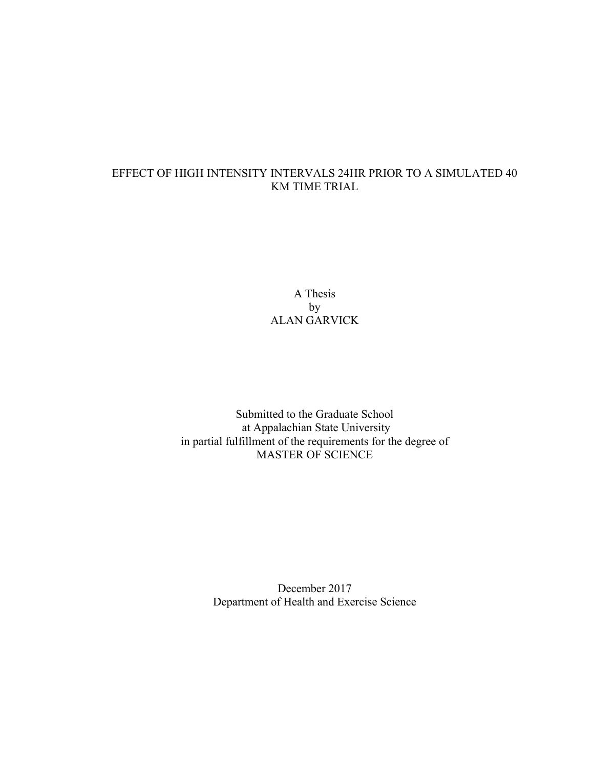# EFFECT OF HIGH INTENSITY INTERVALS 24HR PRIOR TO A SIMULATED 40 KM TIME TRIAL

A Thesis
by
ALAN GARVICK

Submitted to the Graduate School
at Appalachian State University
in partial fulfillment of the requirements for the degree of
MASTER OF SCIENCE

December 2017
Department of Health and Exercise Science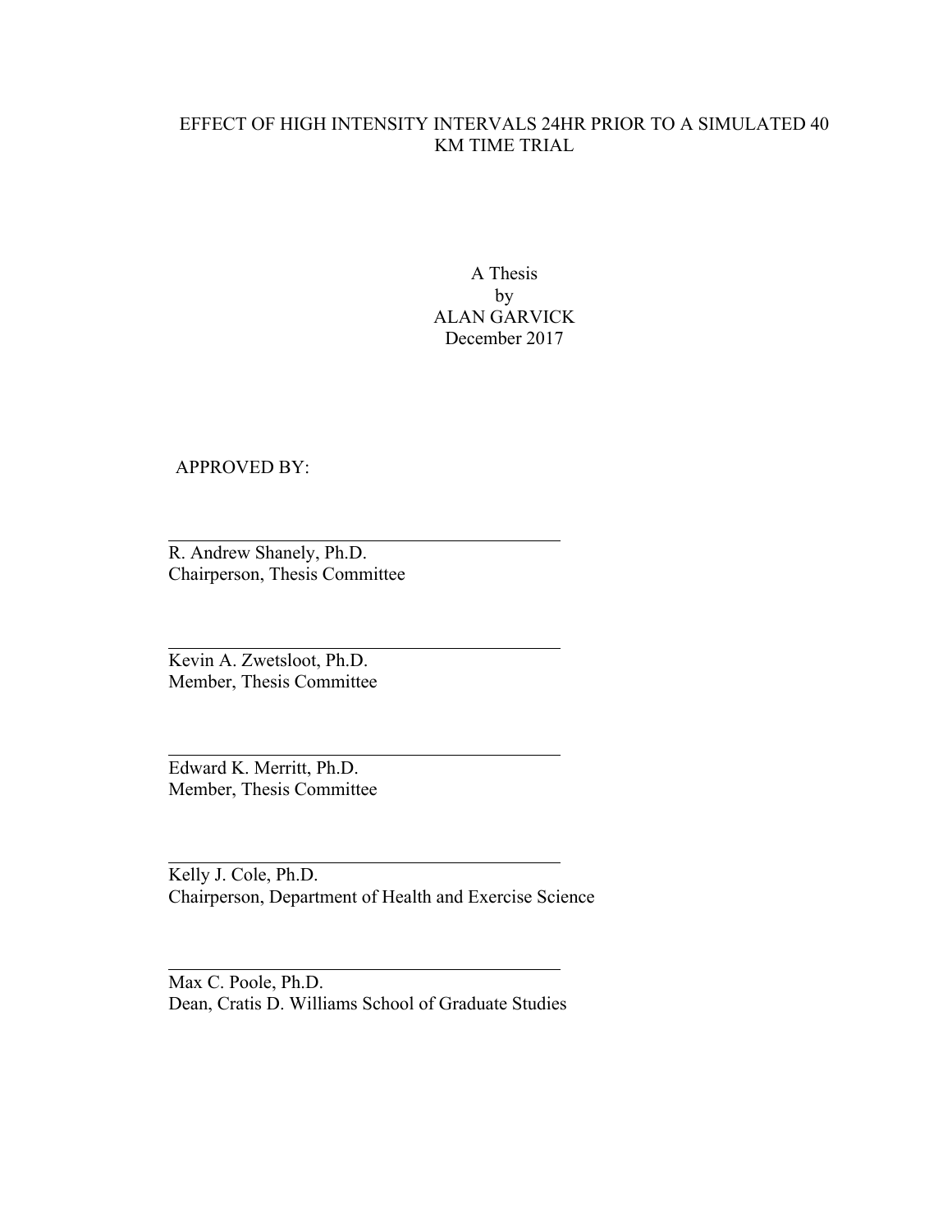EFFECT OF HIGH INTENSITY INTERVALS 24HR PRIOR TO A SIMULATED 40 KM TIME TRIAL

A Thesis
by
ALAN GARVICK
December 2017

APPROVED BY:

R. Andrew Shanely, Ph.D.
Chairperson, Thesis Committee

Kevin A. Zwetsloot, Ph.D.
Member, Thesis Committee

Edward K. Merritt, Ph.D.
Member, Thesis Committee

Kelly J. Cole, Ph.D.
Chairperson, Department of Health and Exercise Science

Max C. Poole, Ph.D.
Dean, Cratis D. Williams School of Graduate Studies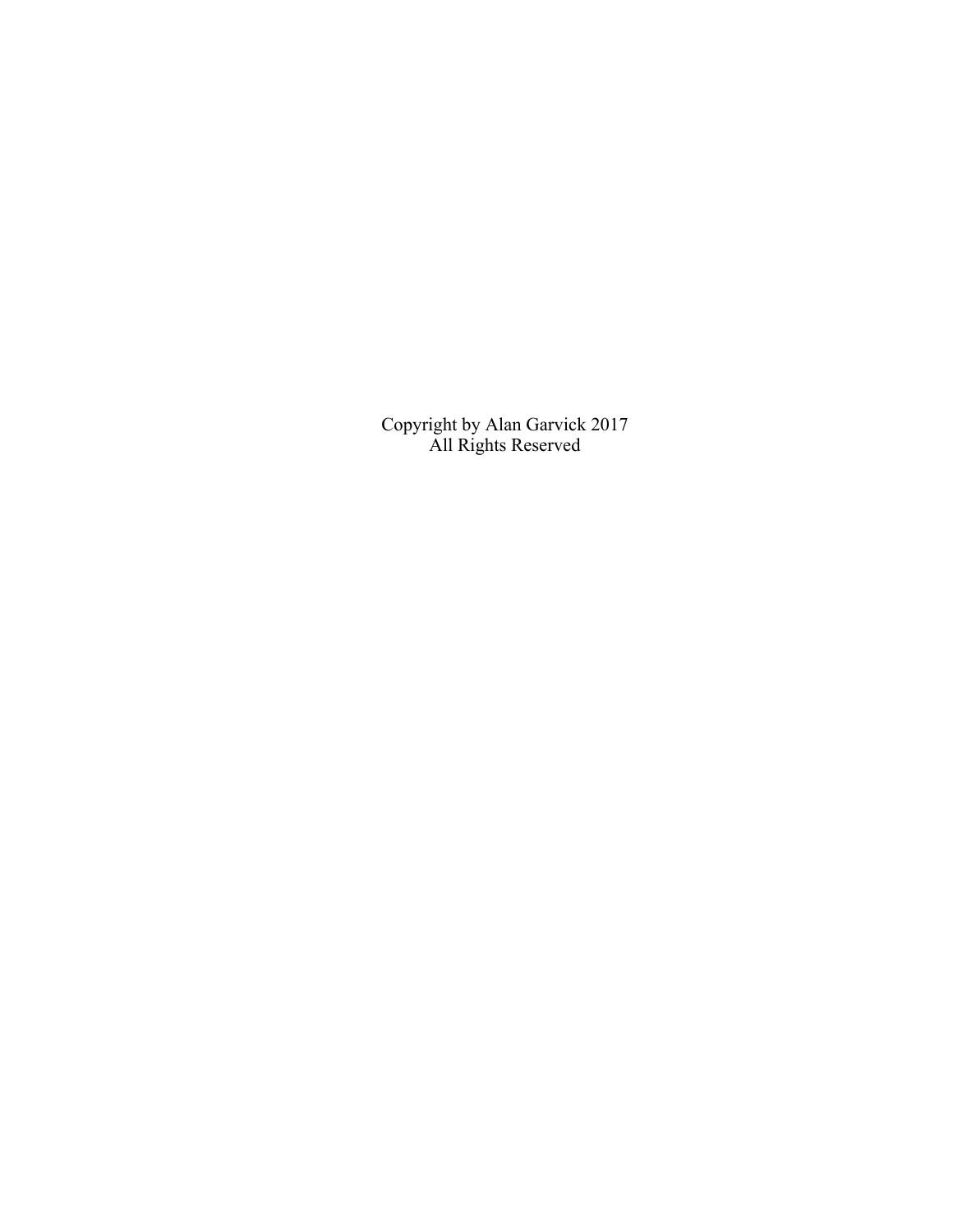Copyright by Alan Garvick 2017
All Rights Reserved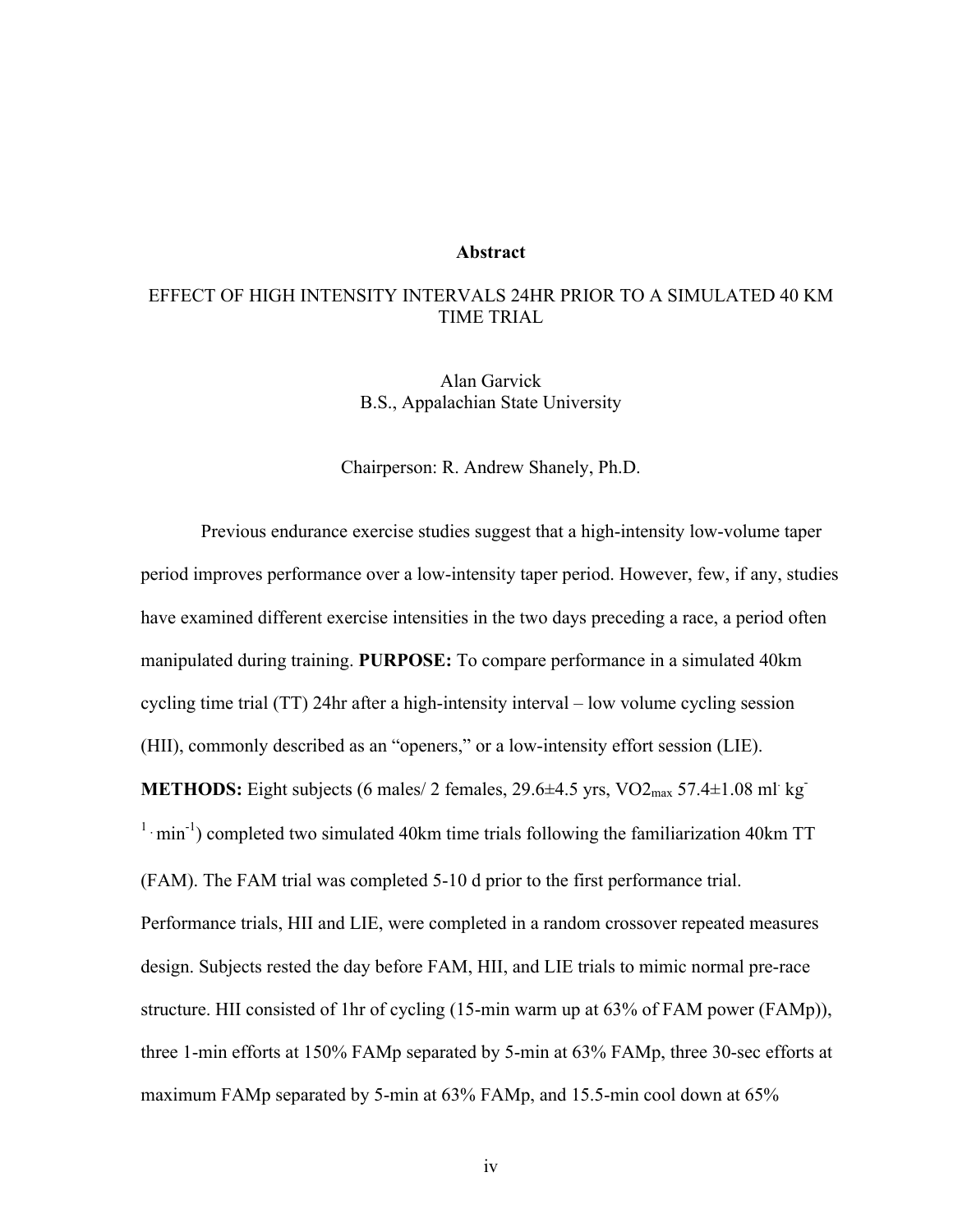# Abstract

## EFFECT OF HIGH INTENSITY INTERVALS 24HR PRIOR TO A SIMULATED 40 KM TIME TRIAL

Alan Garvick
B.S., Appalachian State University

Chairperson: R. Andrew Shanely, Ph.D.

Previous endurance exercise studies suggest that a high-intensity low-volume taper period improves performance over a low-intensity taper period. However, few, if any, studies have examined different exercise intensities in the two days preceding a race, a period often manipulated during training. **PURPOSE:** To compare performance in a simulated 40km cycling time trial (TT) 24hr after a high-intensity interval – low volume cycling session (HII), commonly described as an "openers," or a low-intensity effort session (LIE). **METHODS:** Eight subjects (6 males/ 2 females, 29.6±4.5 yrs, $VO2_{max}$ 57.4±1.08 $ml \cdot kg^{-1} \cdot min^{-1}$) completed two simulated 40km time trials following the familiarization 40km TT (FAM). The FAM trial was completed 5-10 d prior to the first performance trial. Performance trials, HII and LIE, were completed in a random crossover repeated measures design. Subjects rested the day before FAM, HII, and LIE trials to mimic normal pre-race structure. HII consisted of 1hr of cycling (15-min warm up at 63% of FAM power (FAMp)), three 1-min efforts at 150% FAMp separated by 5-min at 63% FAMp, three 30-sec efforts at maximum FAMp separated by 5-min at 63% FAMp, and 15.5-min cool down at 65%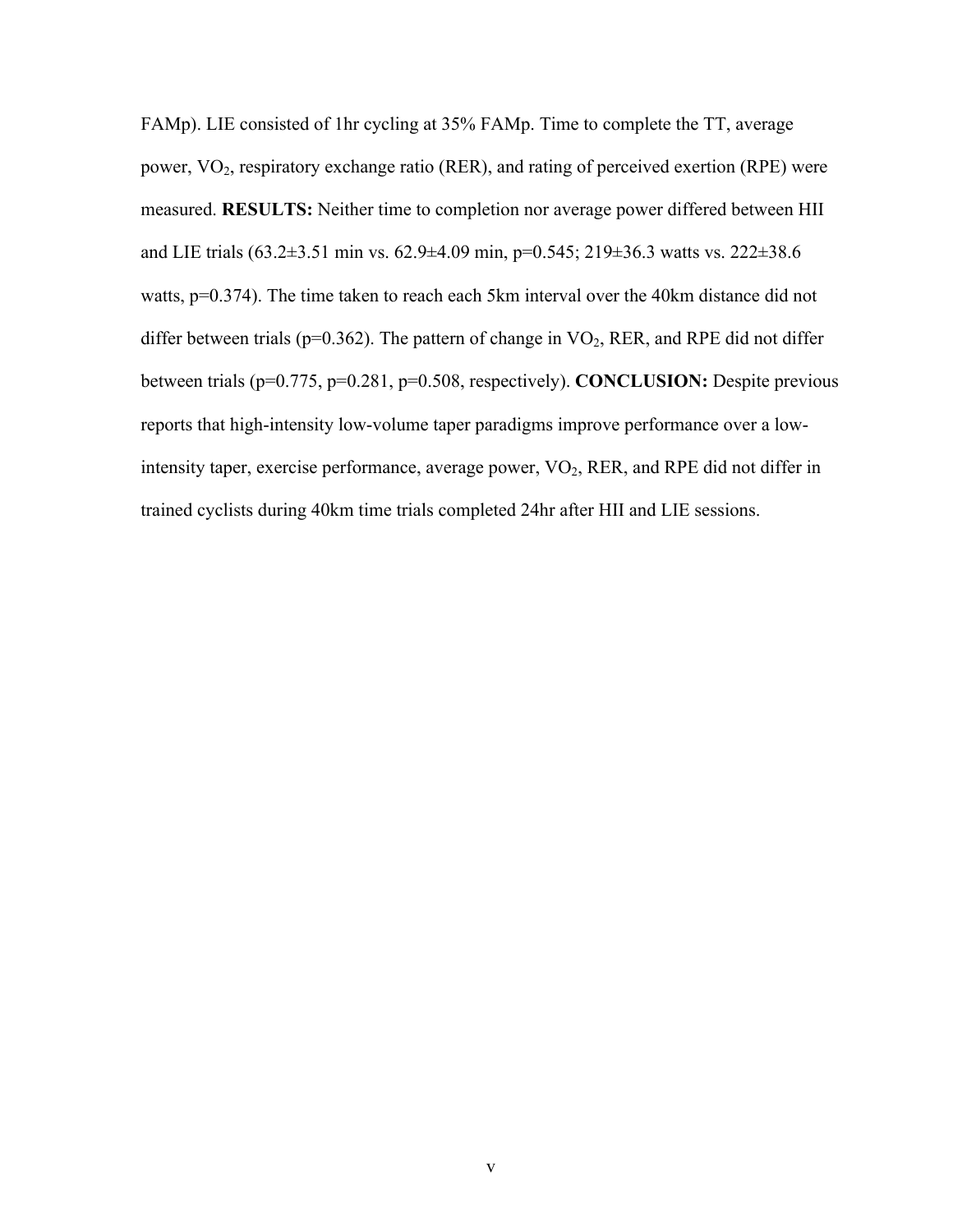FAMp). LIE consisted of 1hr cycling at 35% FAMp. Time to complete the TT, average power, $VO_2$, respiratory exchange ratio (RER), and rating of perceived exertion (RPE) were measured. **RESULTS:** Neither time to completion nor average power differed between HII and LIE trials (63.2±3.51 min vs. 62.9±4.09 min, p=0.545; 219±36.3 watts vs. 222±38.6 watts, p=0.374). The time taken to reach each 5km interval over the 40km distance did not differ between trials (p=0.362). The pattern of change in $VO_2$, RER, and RPE did not differ between trials (p=0.775, p=0.281, p=0.508, respectively). **CONCLUSION:** Despite previous reports that high-intensity low-volume taper paradigms improve performance over a low-intensity taper, exercise performance, average power, $VO_2$, RER, and RPE did not differ in trained cyclists during 40km time trials completed 24hr after HII and LIE sessions.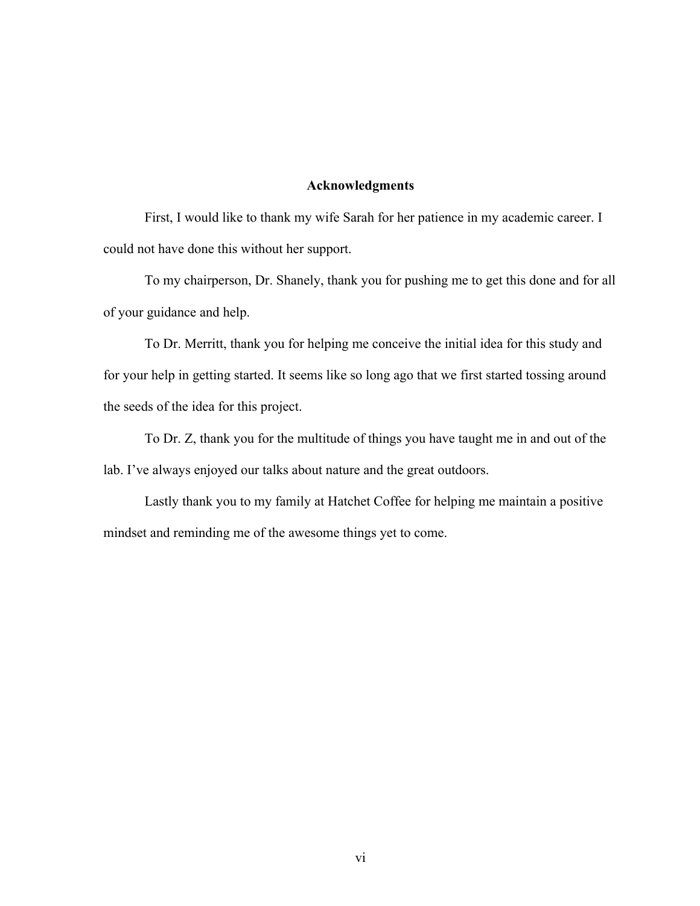## Acknowledgments

First, I would like to thank my wife Sarah for her patience in my academic career. I could not have done this without her support.

To my chairperson, Dr. Shanely, thank you for pushing me to get this done and for all of your guidance and help.

To Dr. Merritt, thank you for helping me conceive the initial idea for this study and for your help in getting started. It seems like so long ago that we first started tossing around the seeds of the idea for this project.

To Dr. Z, thank you for the multitude of things you have taught me in and out of the lab. I've always enjoyed our talks about nature and the great outdoors.

Lastly thank you to my family at Hatchet Coffee for helping me maintain a positive mindset and reminding me of the awesome things yet to come.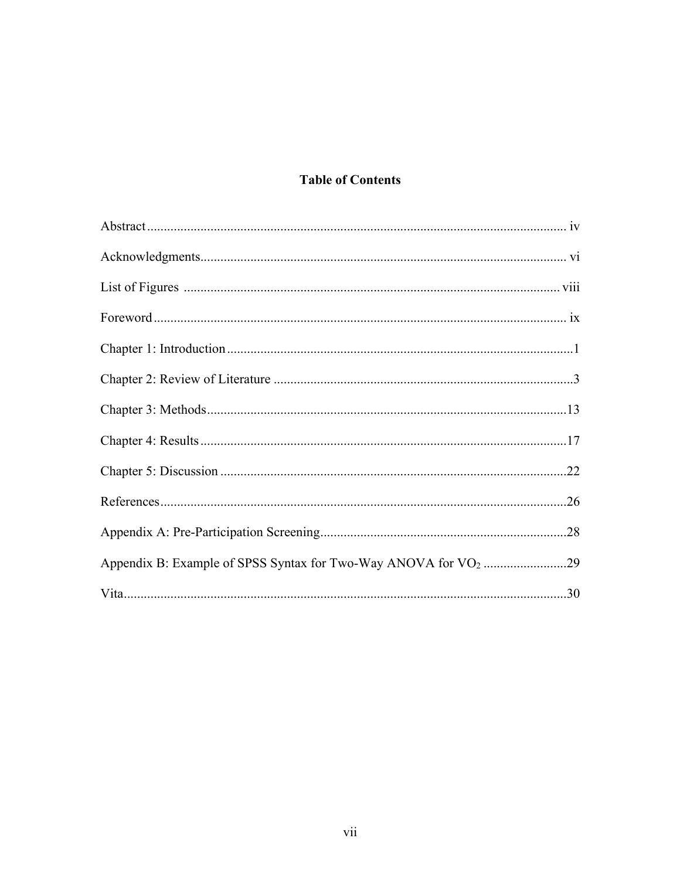# Table of Contents

Abstract ............................................................................................................................ iv

Acknowledgments............................................................................................................. vi

List of Figures ................................................................................................................ viii

Foreword .......................................................................................................................... ix

Chapter 1: Introduction .......................................................................................................1

Chapter 2: Review of Literature .........................................................................................3

Chapter 3: Methods...........................................................................................................13

Chapter 4: Results .............................................................................................................17

Chapter 5: Discussion .......................................................................................................22

References.........................................................................................................................26

Appendix A: Pre-Participation Screening.........................................................................28

Appendix B: Example of SPSS Syntax for Two-Way ANOVA for $VO_2$ .........................29

Vita....................................................................................................................................30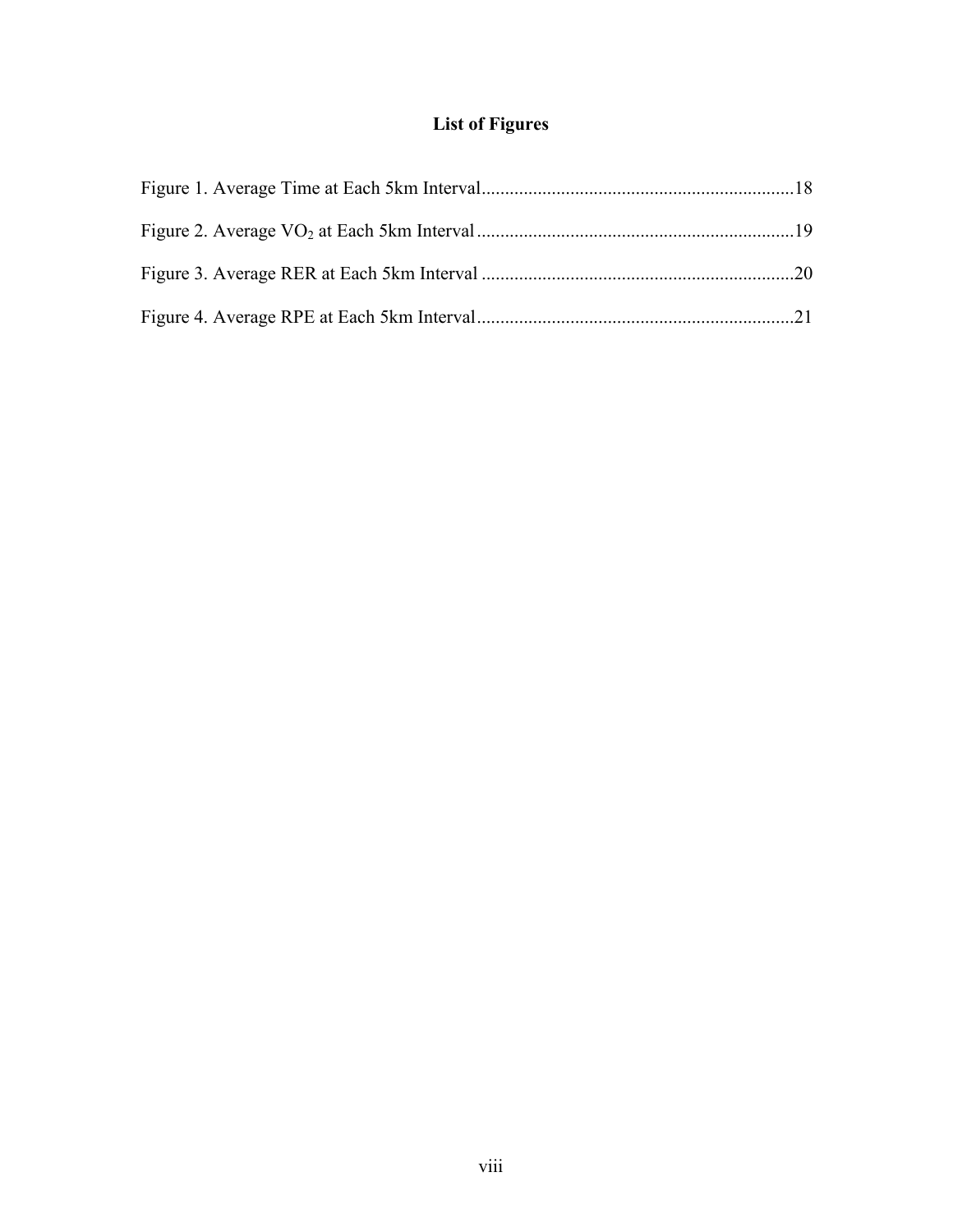# List of Figures

Figure 1. Average Time at Each 5km Interval....................................................................18

Figure 2. Average $VO_2$ at Each 5km Interval....................................................................19

Figure 3. Average RER at Each 5km Interval .....................................................................20

Figure 4. Average RPE at Each 5km Interval.......................................................................21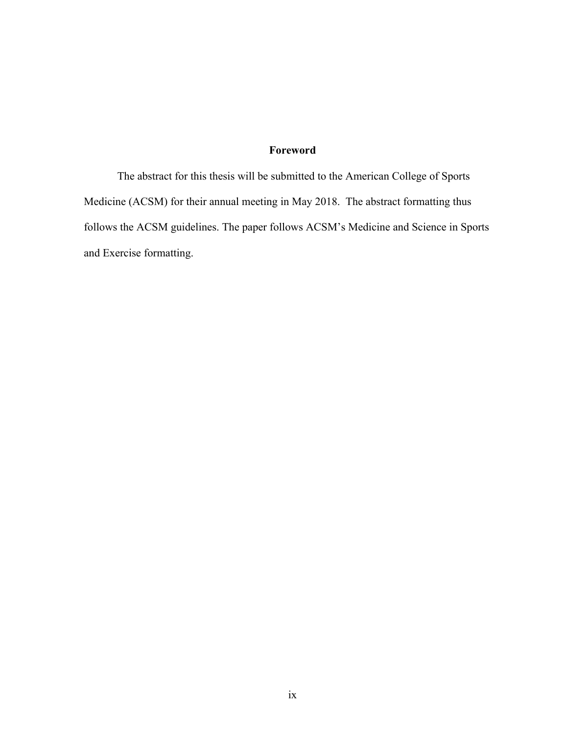# Foreword

The abstract for this thesis will be submitted to the American College of Sports Medicine (ACSM) for their annual meeting in May 2018. The abstract formatting thus follows the ACSM guidelines. The paper follows ACSM's Medicine and Science in Sports and Exercise formatting.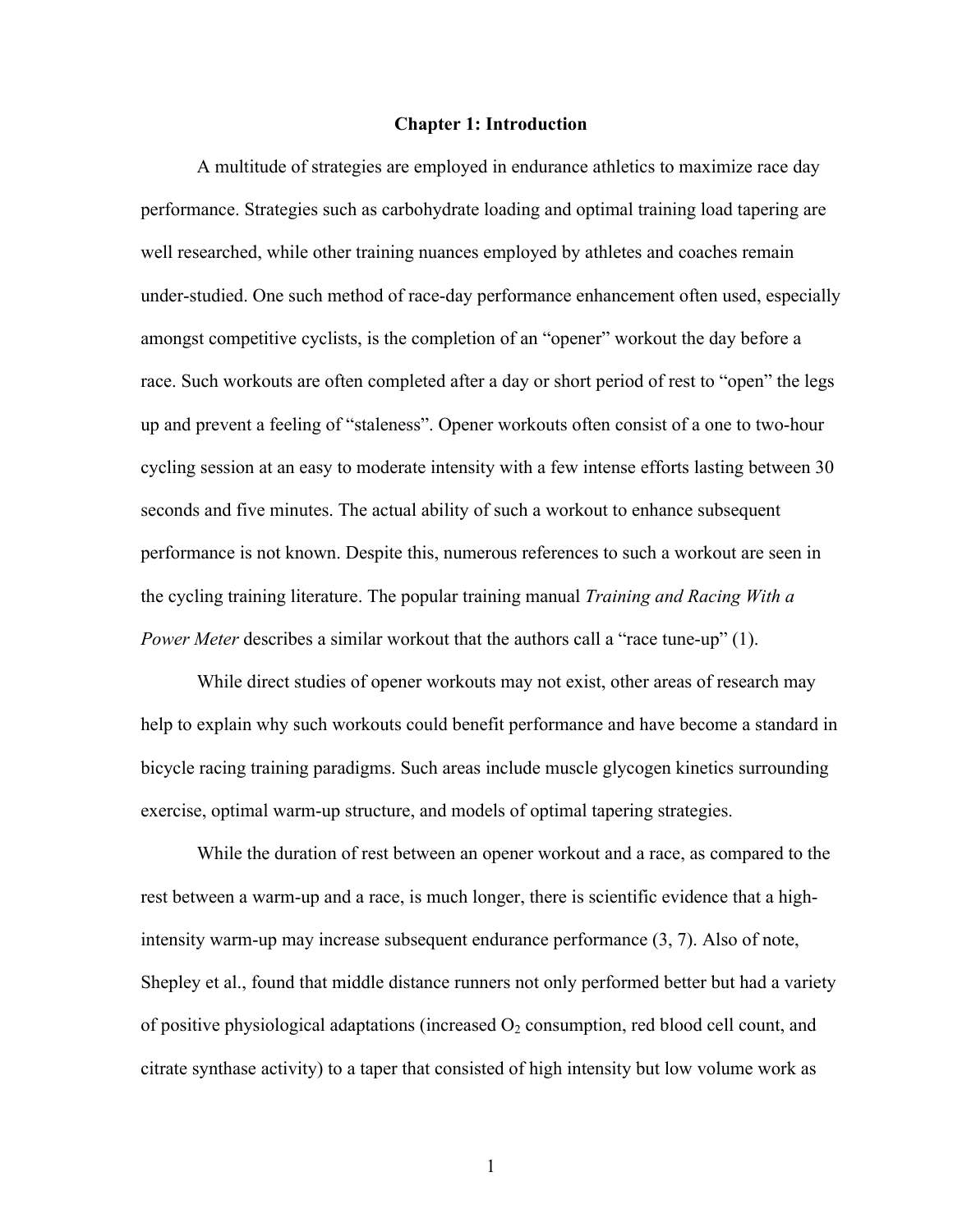# Chapter 1: Introduction

A multitude of strategies are employed in endurance athletics to maximize race day performance. Strategies such as carbohydrate loading and optimal training load tapering are well researched, while other training nuances employed by athletes and coaches remain under-studied. One such method of race-day performance enhancement often used, especially amongst competitive cyclists, is the completion of an "opener" workout the day before a race. Such workouts are often completed after a day or short period of rest to "open" the legs up and prevent a feeling of "staleness". Opener workouts often consist of a one to two-hour cycling session at an easy to moderate intensity with a few intense efforts lasting between 30 seconds and five minutes. The actual ability of such a workout to enhance subsequent performance is not known. Despite this, numerous references to such a workout are seen in the cycling training literature. The popular training manual *Training and Racing With a Power Meter* describes a similar workout that the authors call a "race tune-up" (1).

While direct studies of opener workouts may not exist, other areas of research may help to explain why such workouts could benefit performance and have become a standard in bicycle racing training paradigms. Such areas include muscle glycogen kinetics surrounding exercise, optimal warm-up structure, and models of optimal tapering strategies.

While the duration of rest between an opener workout and a race, as compared to the rest between a warm-up and a race, is much longer, there is scientific evidence that a high-intensity warm-up may increase subsequent endurance performance (3, 7). Also of note, Shepley et al., found that middle distance runners not only performed better but had a variety of positive physiological adaptations (increased $O_2$ consumption, red blood cell count, and citrate synthase activity) to a taper that consisted of high intensity but low volume work as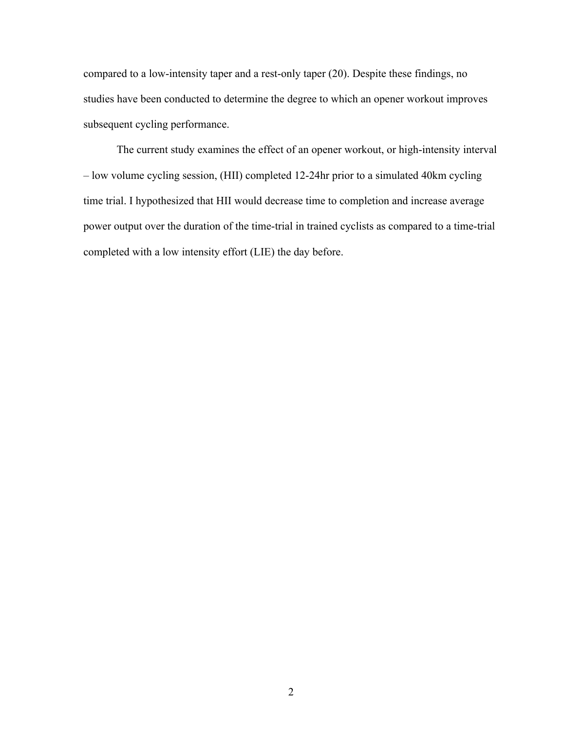compared to a low-intensity taper and a rest-only taper (20). Despite these findings, no studies have been conducted to determine the degree to which an opener workout improves subsequent cycling performance.

The current study examines the effect of an opener workout, or high-intensity interval – low volume cycling session, (HII) completed 12-24hr prior to a simulated 40km cycling time trial. I hypothesized that HII would decrease time to completion and increase average power output over the duration of the time-trial in trained cyclists as compared to a time-trial completed with a low intensity effort (LIE) the day before.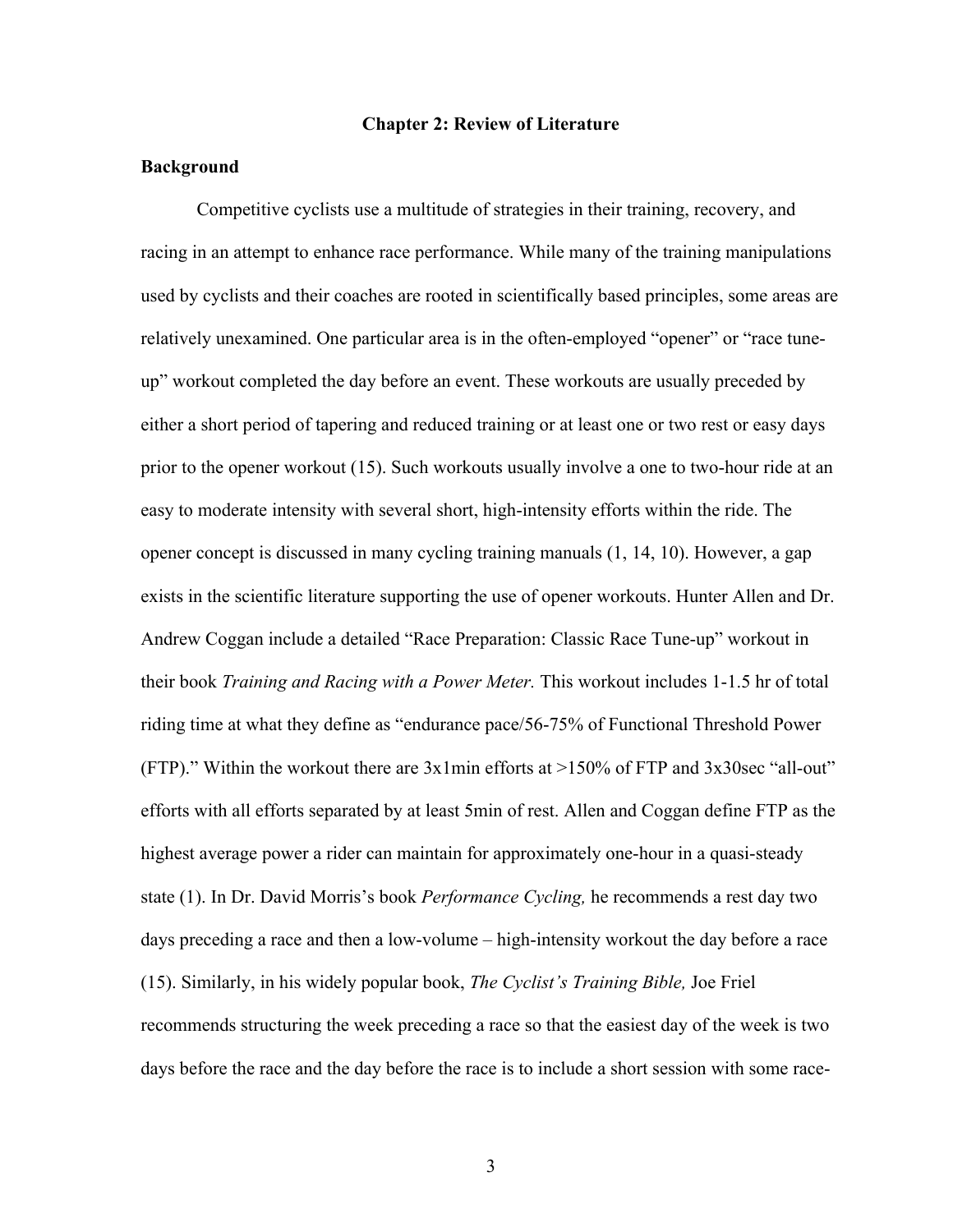## Chapter 2: Review of Literature

### Background

Competitive cyclists use a multitude of strategies in their training, recovery, and racing in an attempt to enhance race performance. While many of the training manipulations used by cyclists and their coaches are rooted in scientifically based principles, some areas are relatively unexamined. One particular area is in the often-employed "opener" or "race tune-up" workout completed the day before an event. These workouts are usually preceded by either a short period of tapering and reduced training or at least one or two rest or easy days prior to the opener workout (15). Such workouts usually involve a one to two-hour ride at an easy to moderate intensity with several short, high-intensity efforts within the ride. The opener concept is discussed in many cycling training manuals (1, 14, 10). However, a gap exists in the scientific literature supporting the use of opener workouts. Hunter Allen and Dr. Andrew Coggan include a detailed "Race Preparation: Classic Race Tune-up" workout in their book *Training and Racing with a Power Meter.* This workout includes 1-1.5 hr of total riding time at what they define as "endurance pace/56-75% of Functional Threshold Power (FTP)." Within the workout there are 3x1min efforts at >150% of FTP and 3x30sec "all-out" efforts with all efforts separated by at least 5min of rest. Allen and Coggan define FTP as the highest average power a rider can maintain for approximately one-hour in a quasi-steady state (1). In Dr. David Morris's book *Performance Cycling,* he recommends a rest day two days preceding a race and then a low-volume – high-intensity workout the day before a race (15). Similarly, in his widely popular book, *The Cyclist's Training Bible,* Joe Friel recommends structuring the week preceding a race so that the easiest day of the week is two days before the race and the day before the race is to include a short session with some race-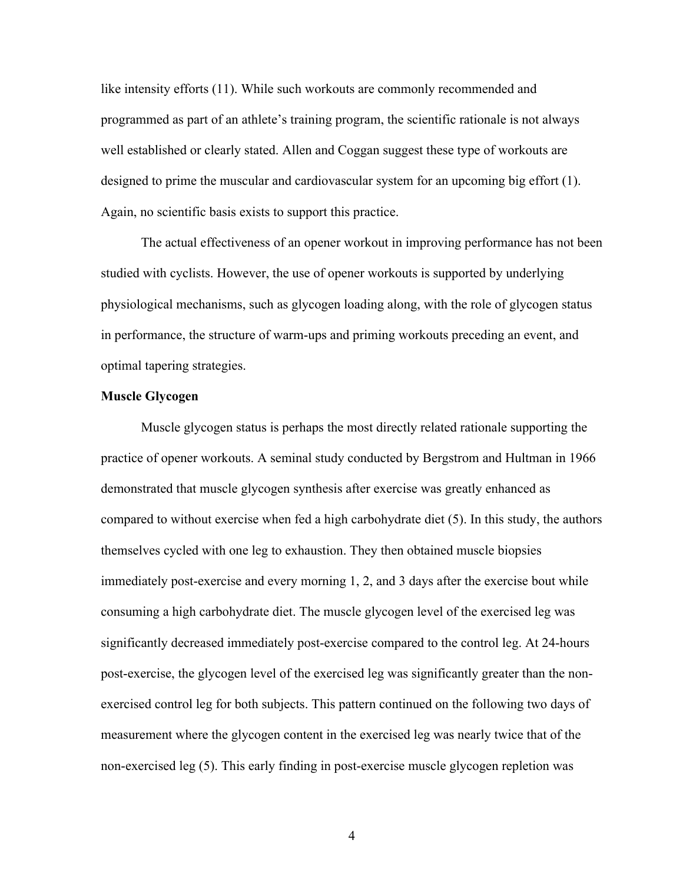like intensity efforts (11). While such workouts are commonly recommended and programmed as part of an athlete's training program, the scientific rationale is not always well established or clearly stated. Allen and Coggan suggest these type of workouts are designed to prime the muscular and cardiovascular system for an upcoming big effort (1). Again, no scientific basis exists to support this practice.

The actual effectiveness of an opener workout in improving performance has not been studied with cyclists. However, the use of opener workouts is supported by underlying physiological mechanisms, such as glycogen loading along, with the role of glycogen status in performance, the structure of warm-ups and priming workouts preceding an event, and optimal tapering strategies.

**Muscle Glycogen**

Muscle glycogen status is perhaps the most directly related rationale supporting the practice of opener workouts. A seminal study conducted by Bergstrom and Hultman in 1966 demonstrated that muscle glycogen synthesis after exercise was greatly enhanced as compared to without exercise when fed a high carbohydrate diet (5). In this study, the authors themselves cycled with one leg to exhaustion. They then obtained muscle biopsies immediately post-exercise and every morning 1, 2, and 3 days after the exercise bout while consuming a high carbohydrate diet. The muscle glycogen level of the exercised leg was significantly decreased immediately post-exercise compared to the control leg. At 24-hours post-exercise, the glycogen level of the exercised leg was significantly greater than the non-exercised control leg for both subjects. This pattern continued on the following two days of measurement where the glycogen content in the exercised leg was nearly twice that of the non-exercised leg (5). This early finding in post-exercise muscle glycogen repletion was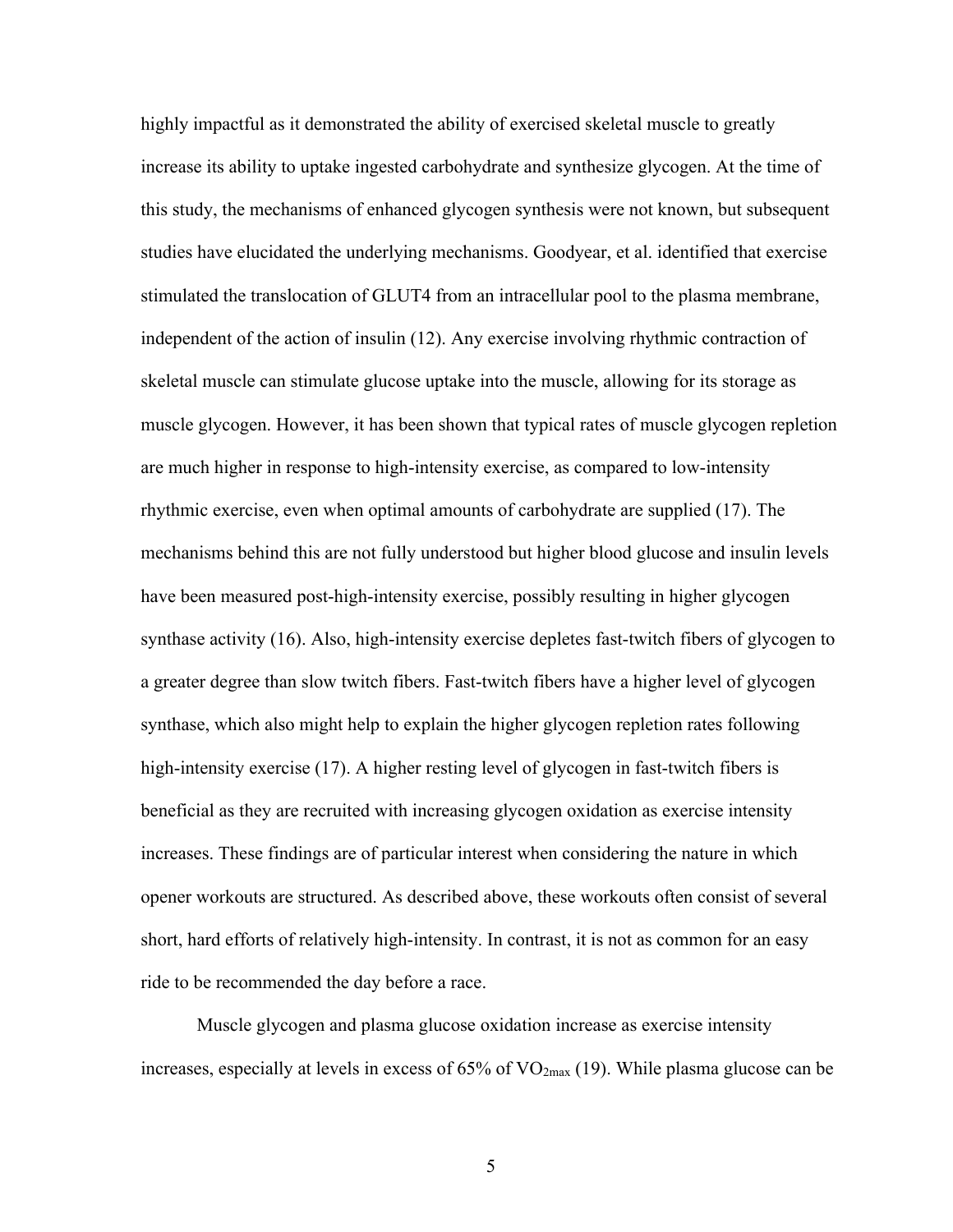highly impactful as it demonstrated the ability of exercised skeletal muscle to greatly increase its ability to uptake ingested carbohydrate and synthesize glycogen. At the time of this study, the mechanisms of enhanced glycogen synthesis were not known, but subsequent studies have elucidated the underlying mechanisms. Goodyear, et al. identified that exercise stimulated the translocation of GLUT4 from an intracellular pool to the plasma membrane, independent of the action of insulin (12). Any exercise involving rhythmic contraction of skeletal muscle can stimulate glucose uptake into the muscle, allowing for its storage as muscle glycogen. However, it has been shown that typical rates of muscle glycogen repletion are much higher in response to high-intensity exercise, as compared to low-intensity rhythmic exercise, even when optimal amounts of carbohydrate are supplied (17). The mechanisms behind this are not fully understood but higher blood glucose and insulin levels have been measured post-high-intensity exercise, possibly resulting in higher glycogen synthase activity (16). Also, high-intensity exercise depletes fast-twitch fibers of glycogen to a greater degree than slow twitch fibers. Fast-twitch fibers have a higher level of glycogen synthase, which also might help to explain the higher glycogen repletion rates following high-intensity exercise (17). A higher resting level of glycogen in fast-twitch fibers is beneficial as they are recruited with increasing glycogen oxidation as exercise intensity increases. These findings are of particular interest when considering the nature in which opener workouts are structured. As described above, these workouts often consist of several short, hard efforts of relatively high-intensity. In contrast, it is not as common for an easy ride to be recommended the day before a race.

Muscle glycogen and plasma glucose oxidation increase as exercise intensity increases, especially at levels in excess of 65% of $VO_{2max}$ (19). While plasma glucose can be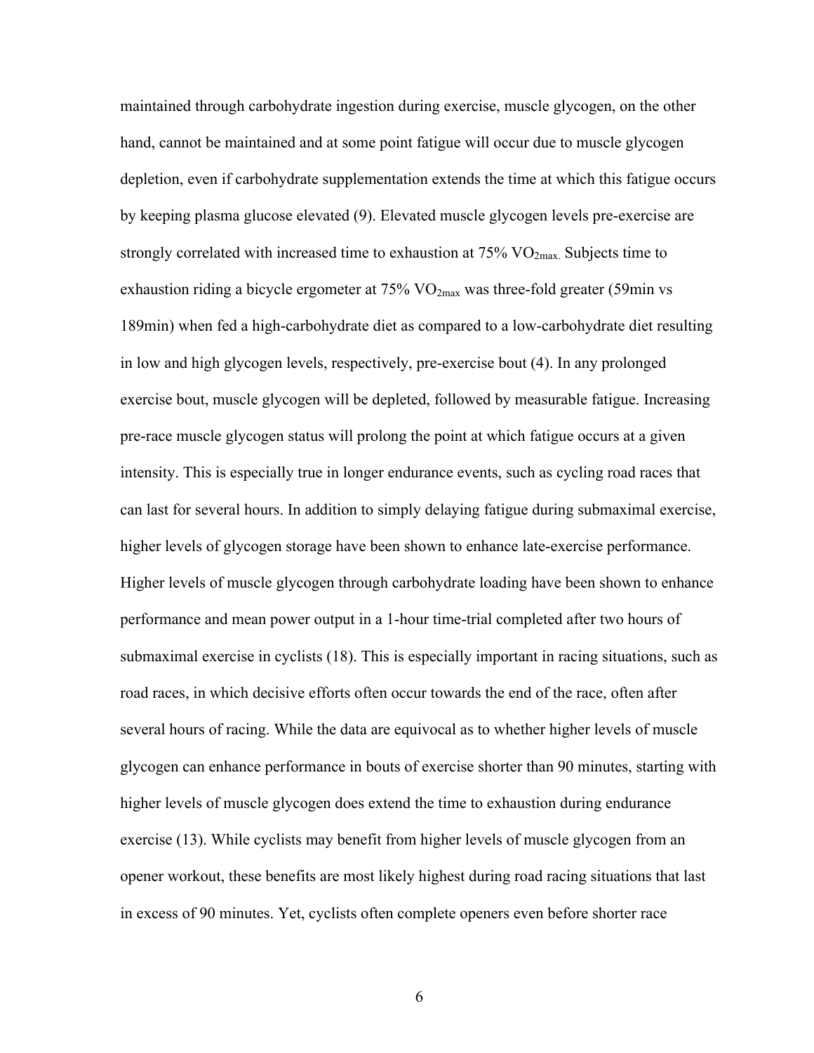maintained through carbohydrate ingestion during exercise, muscle glycogen, on the other hand, cannot be maintained and at some point fatigue will occur due to muscle glycogen depletion, even if carbohydrate supplementation extends the time at which this fatigue occurs by keeping plasma glucose elevated (9). Elevated muscle glycogen levels pre-exercise are strongly correlated with increased time to exhaustion at 75% $VO_{2max.}$ Subjects time to exhaustion riding a bicycle ergometer at 75% $VO_{2max}$ was three-fold greater (59min vs 189min) when fed a high-carbohydrate diet as compared to a low-carbohydrate diet resulting in low and high glycogen levels, respectively, pre-exercise bout (4). In any prolonged exercise bout, muscle glycogen will be depleted, followed by measurable fatigue. Increasing pre-race muscle glycogen status will prolong the point at which fatigue occurs at a given intensity. This is especially true in longer endurance events, such as cycling road races that can last for several hours. In addition to simply delaying fatigue during submaximal exercise, higher levels of glycogen storage have been shown to enhance late-exercise performance. Higher levels of muscle glycogen through carbohydrate loading have been shown to enhance performance and mean power output in a 1-hour time-trial completed after two hours of submaximal exercise in cyclists (18). This is especially important in racing situations, such as road races, in which decisive efforts often occur towards the end of the race, often after several hours of racing. While the data are equivocal as to whether higher levels of muscle glycogen can enhance performance in bouts of exercise shorter than 90 minutes, starting with higher levels of muscle glycogen does extend the time to exhaustion during endurance exercise (13). While cyclists may benefit from higher levels of muscle glycogen from an opener workout, these benefits are most likely highest during road racing situations that last in excess of 90 minutes. Yet, cyclists often complete openers even before shorter race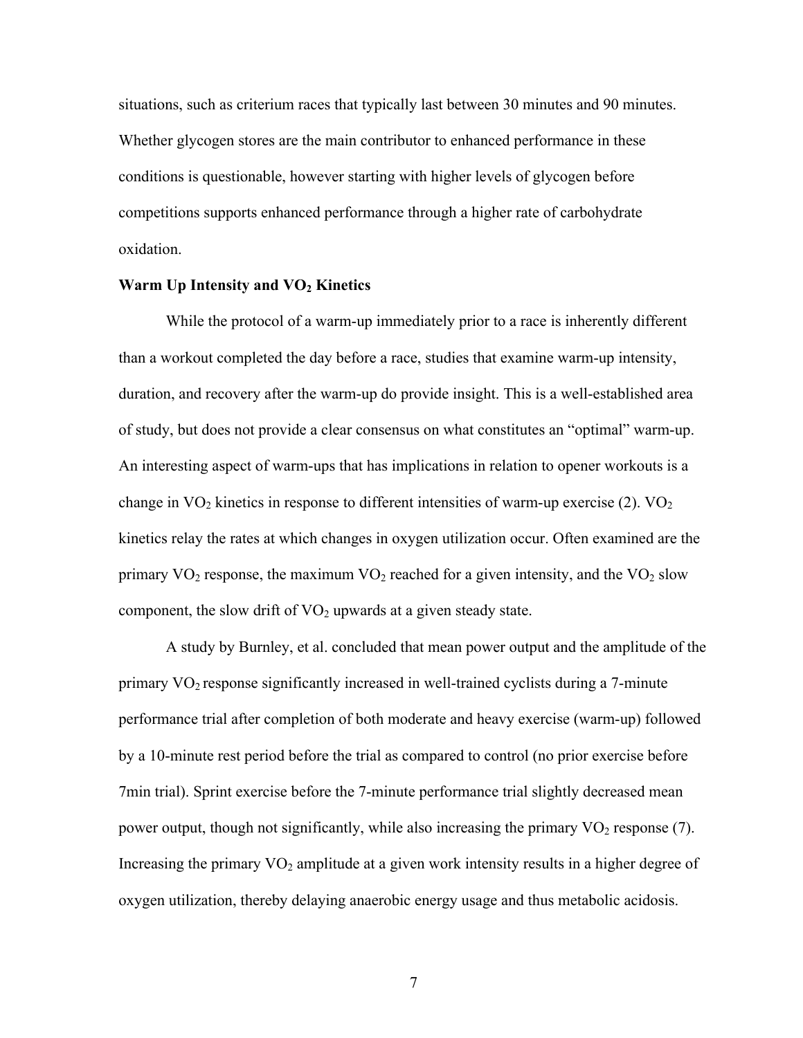situations, such as criterium races that typically last between 30 minutes and 90 minutes. Whether glycogen stores are the main contributor to enhanced performance in these conditions is questionable, however starting with higher levels of glycogen before competitions supports enhanced performance through a higher rate of carbohydrate oxidation.

**Warm Up Intensity and $VO_2$ Kinetics**

While the protocol of a warm-up immediately prior to a race is inherently different than a workout completed the day before a race, studies that examine warm-up intensity, duration, and recovery after the warm-up do provide insight. This is a well-established area of study, but does not provide a clear consensus on what constitutes an "optimal" warm-up. An interesting aspect of warm-ups that has implications in relation to opener workouts is a change in $VO_2$ kinetics in response to different intensities of warm-up exercise (2). $VO_2$ kinetics relay the rates at which changes in oxygen utilization occur. Often examined are the primary $VO_2$ response, the maximum $VO_2$ reached for a given intensity, and the $VO_2$ slow component, the slow drift of $VO_2$ upwards at a given steady state.

A study by Burnley, et al. concluded that mean power output and the amplitude of the primary $VO_2$ response significantly increased in well-trained cyclists during a 7-minute performance trial after completion of both moderate and heavy exercise (warm-up) followed by a 10-minute rest period before the trial as compared to control (no prior exercise before 7min trial). Sprint exercise before the 7-minute performance trial slightly decreased mean power output, though not significantly, while also increasing the primary $VO_2$ response (7). Increasing the primary $VO_2$ amplitude at a given work intensity results in a higher degree of oxygen utilization, thereby delaying anaerobic energy usage and thus metabolic acidosis.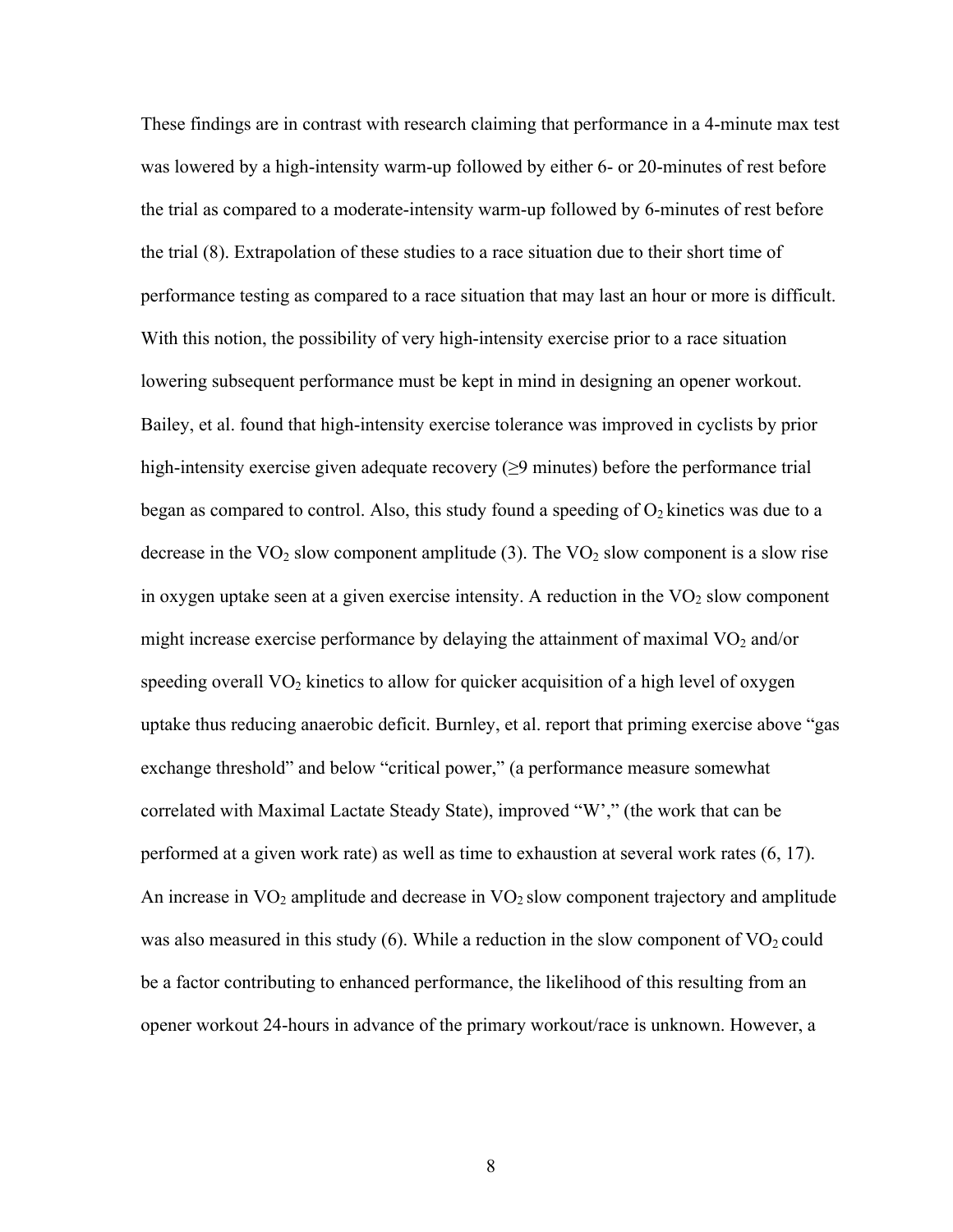These findings are in contrast with research claiming that performance in a 4-minute max test was lowered by a high-intensity warm-up followed by either 6- or 20-minutes of rest before the trial as compared to a moderate-intensity warm-up followed by 6-minutes of rest before the trial (8). Extrapolation of these studies to a race situation due to their short time of performance testing as compared to a race situation that may last an hour or more is difficult. With this notion, the possibility of very high-intensity exercise prior to a race situation lowering subsequent performance must be kept in mind in designing an opener workout. Bailey, et al. found that high-intensity exercise tolerance was improved in cyclists by prior high-intensity exercise given adequate recovery ($\geq$9 minutes) before the performance trial began as compared to control. Also, this study found a speeding of $O_2$ kinetics was due to a decrease in the $VO_2$ slow component amplitude (3). The $VO_2$ slow component is a slow rise in oxygen uptake seen at a given exercise intensity. A reduction in the $VO_2$ slow component might increase exercise performance by delaying the attainment of maximal $VO_2$ and/or speeding overall $VO_2$ kinetics to allow for quicker acquisition of a high level of oxygen uptake thus reducing anaerobic deficit. Burnley, et al. report that priming exercise above "gas exchange threshold" and below "critical power," (a performance measure somewhat correlated with Maximal Lactate Steady State), improved "W'," (the work that can be performed at a given work rate) as well as time to exhaustion at several work rates (6, 17). An increase in $VO_2$ amplitude and decrease in $VO_2$ slow component trajectory and amplitude was also measured in this study (6). While a reduction in the slow component of $VO_2$ could be a factor contributing to enhanced performance, the likelihood of this resulting from an opener workout 24-hours in advance of the primary workout/race is unknown. However, a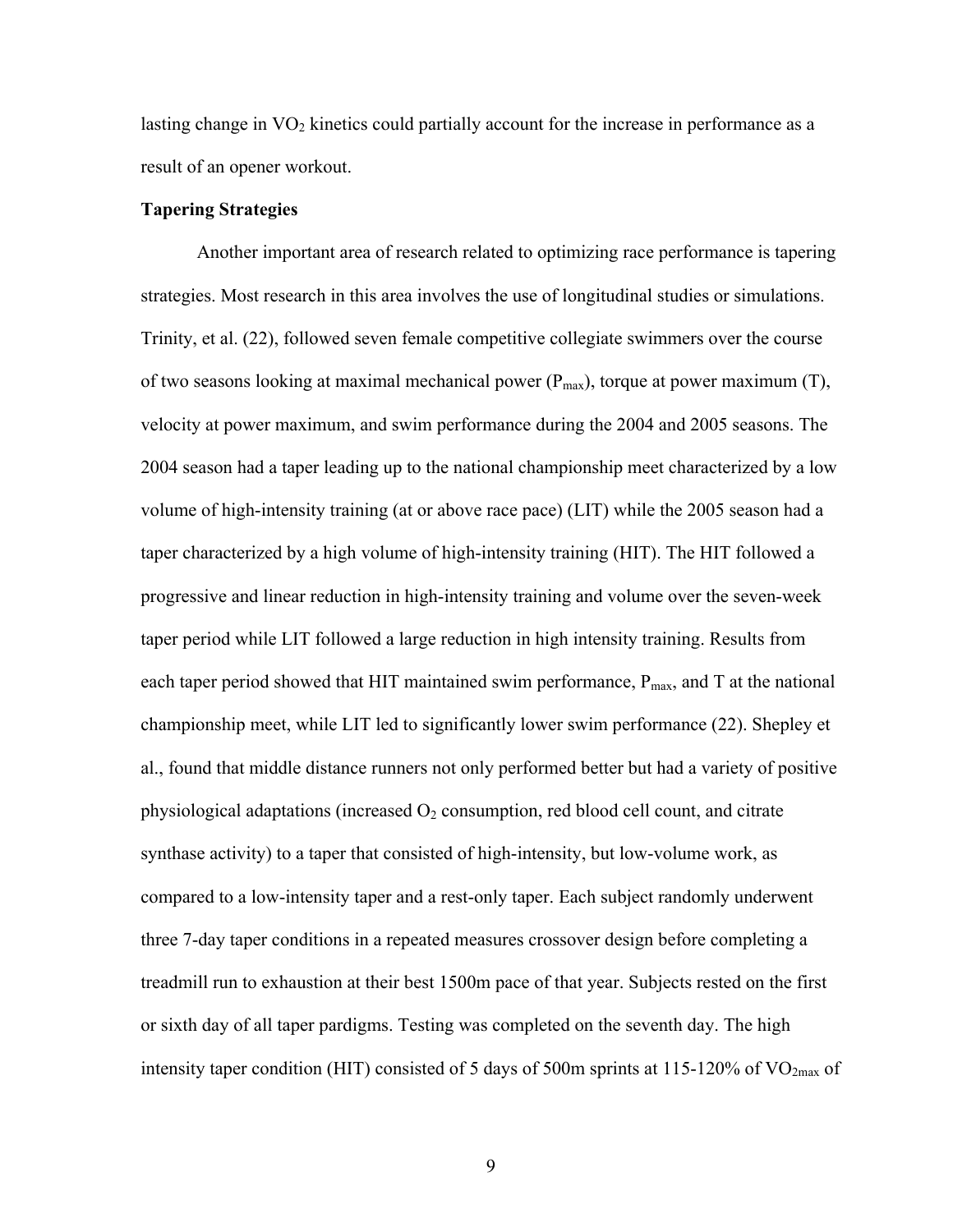lasting change in $VO_2$ kinetics could partially account for the increase in performance as a result of an opener workout.

**Tapering Strategies**

Another important area of research related to optimizing race performance is tapering strategies. Most research in this area involves the use of longitudinal studies or simulations. Trinity, et al. (22), followed seven female competitive collegiate swimmers over the course of two seasons looking at maximal mechanical power ($P_{max}$), torque at power maximum (T), velocity at power maximum, and swim performance during the 2004 and 2005 seasons. The 2004 season had a taper leading up to the national championship meet characterized by a low volume of high-intensity training (at or above race pace) (LIT) while the 2005 season had a taper characterized by a high volume of high-intensity training (HIT). The HIT followed a progressive and linear reduction in high-intensity training and volume over the seven-week taper period while LIT followed a large reduction in high intensity training. Results from each taper period showed that HIT maintained swim performance, $P_{max}$, and T at the national championship meet, while LIT led to significantly lower swim performance (22). Shepley et al., found that middle distance runners not only performed better but had a variety of positive physiological adaptations (increased $O_2$ consumption, red blood cell count, and citrate synthase activity) to a taper that consisted of high-intensity, but low-volume work, as compared to a low-intensity taper and a rest-only taper. Each subject randomly underwent three 7-day taper conditions in a repeated measures crossover design before completing a treadmill run to exhaustion at their best 1500m pace of that year. Subjects rested on the first or sixth day of all taper pardigms. Testing was completed on the seventh day. The high intensity taper condition (HIT) consisted of 5 days of 500m sprints at 115-120% of $VO_{2max}$ of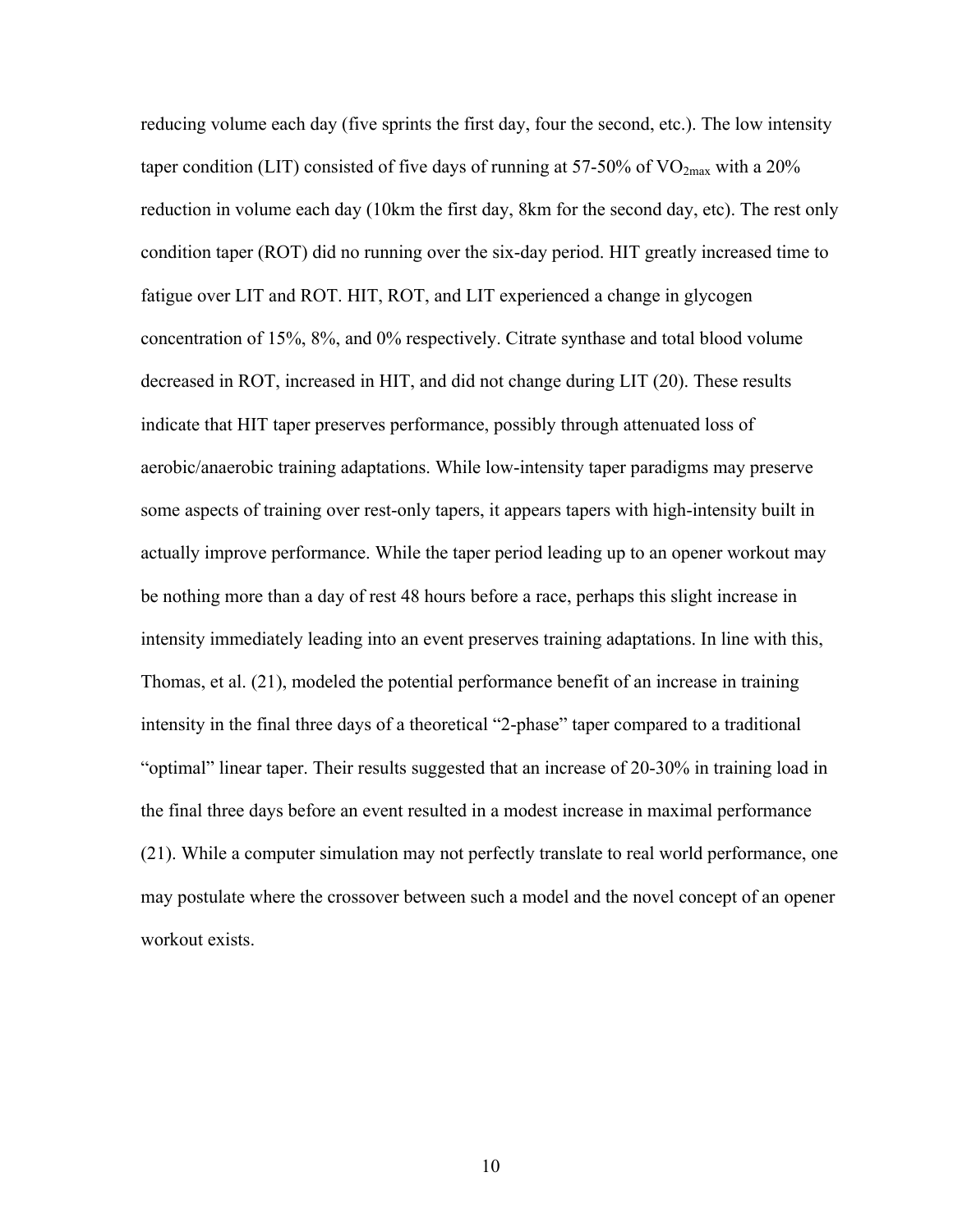reducing volume each day (five sprints the first day, four the second, etc.). The low intensity taper condition (LIT) consisted of five days of running at 57-50% of $VO_{2max}$ with a 20% reduction in volume each day (10km the first day, 8km for the second day, etc). The rest only condition taper (ROT) did no running over the six-day period. HIT greatly increased time to fatigue over LIT and ROT. HIT, ROT, and LIT experienced a change in glycogen concentration of 15%, 8%, and 0% respectively. Citrate synthase and total blood volume decreased in ROT, increased in HIT, and did not change during LIT (20). These results indicate that HIT taper preserves performance, possibly through attenuated loss of aerobic/anaerobic training adaptations. While low-intensity taper paradigms may preserve some aspects of training over rest-only tapers, it appears tapers with high-intensity built in actually improve performance. While the taper period leading up to an opener workout may be nothing more than a day of rest 48 hours before a race, perhaps this slight increase in intensity immediately leading into an event preserves training adaptations. In line with this, Thomas, et al. (21), modeled the potential performance benefit of an increase in training intensity in the final three days of a theoretical "2-phase" taper compared to a traditional "optimal" linear taper. Their results suggested that an increase of 20-30% in training load in the final three days before an event resulted in a modest increase in maximal performance (21). While a computer simulation may not perfectly translate to real world performance, one may postulate where the crossover between such a model and the novel concept of an opener workout exists.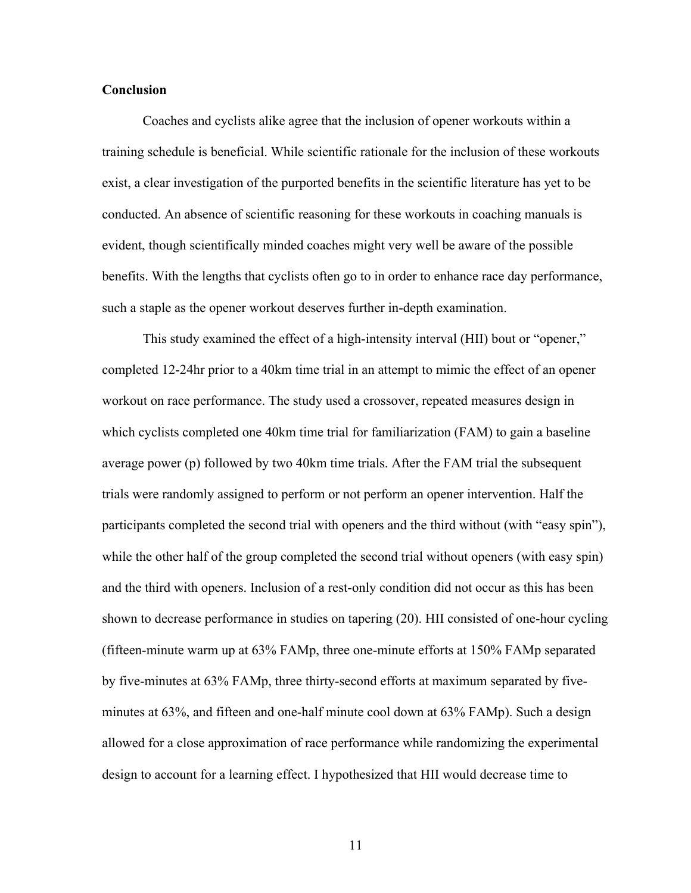**Conclusion**

Coaches and cyclists alike agree that the inclusion of opener workouts within a training schedule is beneficial. While scientific rationale for the inclusion of these workouts exist, a clear investigation of the purported benefits in the scientific literature has yet to be conducted. An absence of scientific reasoning for these workouts in coaching manuals is evident, though scientifically minded coaches might very well be aware of the possible benefits. With the lengths that cyclists often go to in order to enhance race day performance, such a staple as the opener workout deserves further in-depth examination.

This study examined the effect of a high-intensity interval (HII) bout or "opener," completed 12-24hr prior to a 40km time trial in an attempt to mimic the effect of an opener workout on race performance. The study used a crossover, repeated measures design in which cyclists completed one 40km time trial for familiarization (FAM) to gain a baseline average power (p) followed by two 40km time trials. After the FAM trial the subsequent trials were randomly assigned to perform or not perform an opener intervention. Half the participants completed the second trial with openers and the third without (with "easy spin"), while the other half of the group completed the second trial without openers (with easy spin) and the third with openers. Inclusion of a rest-only condition did not occur as this has been shown to decrease performance in studies on tapering (20). HII consisted of one-hour cycling (fifteen-minute warm up at 63% FAMp, three one-minute efforts at 150% FAMp separated by five-minutes at 63% FAMp, three thirty-second efforts at maximum separated by five-minutes at 63%, and fifteen and one-half minute cool down at 63% FAMp). Such a design allowed for a close approximation of race performance while randomizing the experimental design to account for a learning effect. I hypothesized that HII would decrease time to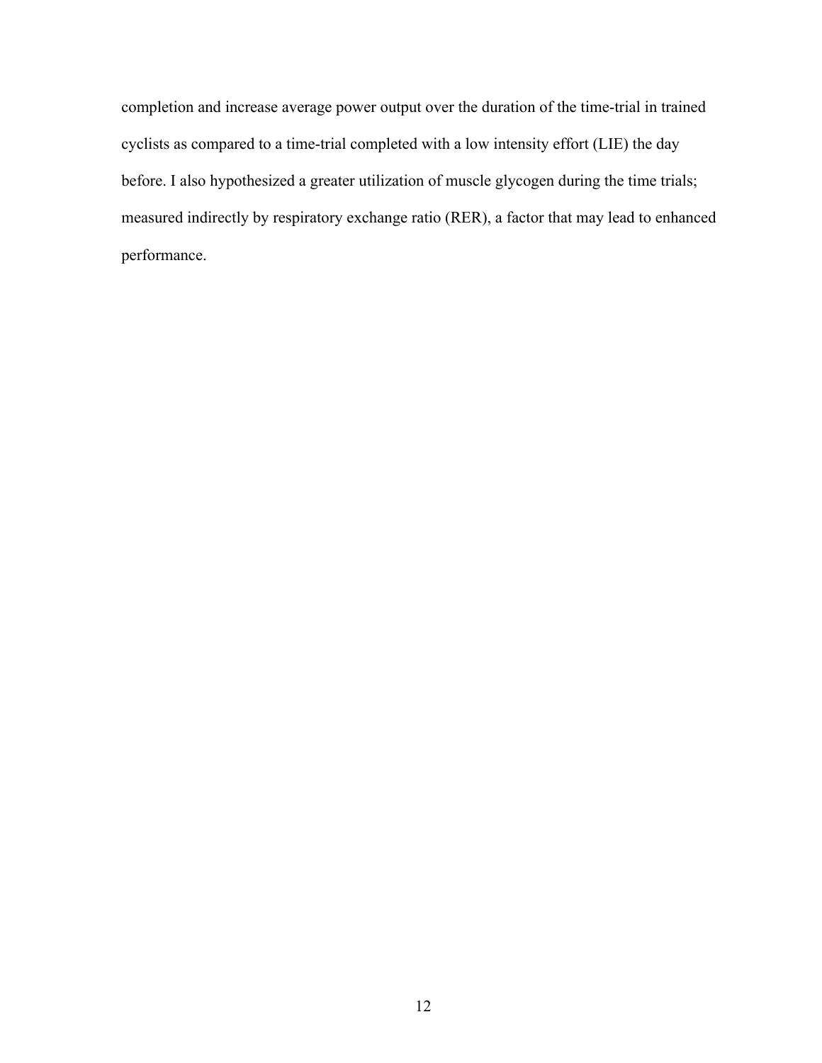completion and increase average power output over the duration of the time-trial in trained cyclists as compared to a time-trial completed with a low intensity effort (LIE) the day before. I also hypothesized a greater utilization of muscle glycogen during the time trials; measured indirectly by respiratory exchange ratio (RER), a factor that may lead to enhanced performance.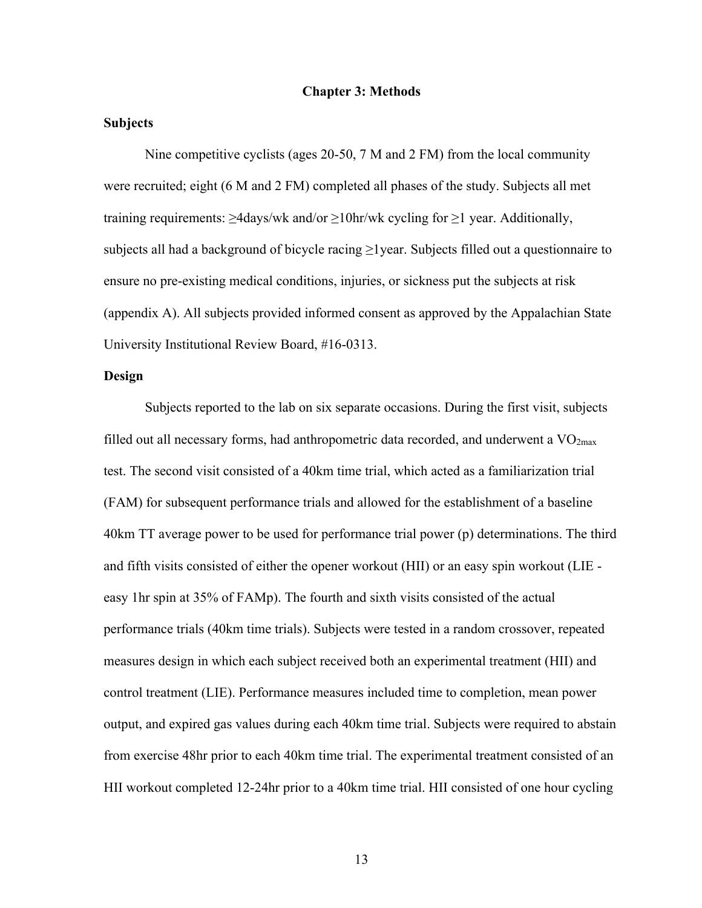# Chapter 3: Methods

## Subjects

Nine competitive cyclists (ages 20-50, 7 M and 2 FM) from the local community were recruited; eight (6 M and 2 FM) completed all phases of the study. Subjects all met training requirements: ≥4days/wk and/or ≥10hr/wk cycling for ≥1 year. Additionally, subjects all had a background of bicycle racing ≥1year. Subjects filled out a questionnaire to ensure no pre-existing medical conditions, injuries, or sickness put the subjects at risk (appendix A). All subjects provided informed consent as approved by the Appalachian State University Institutional Review Board, #16-0313.

## Design

Subjects reported to the lab on six separate occasions. During the first visit, subjects filled out all necessary forms, had anthropometric data recorded, and underwent a $VO_{2max}$ test. The second visit consisted of a 40km time trial, which acted as a familiarization trial (FAM) for subsequent performance trials and allowed for the establishment of a baseline 40km TT average power to be used for performance trial power (p) determinations. The third and fifth visits consisted of either the opener workout (HII) or an easy spin workout (LIE - easy 1hr spin at 35% of FAMp). The fourth and sixth visits consisted of the actual performance trials (40km time trials). Subjects were tested in a random crossover, repeated measures design in which each subject received both an experimental treatment (HII) and control treatment (LIE). Performance measures included time to completion, mean power output, and expired gas values during each 40km time trial. Subjects were required to abstain from exercise 48hr prior to each 40km time trial. The experimental treatment consisted of an HII workout completed 12-24hr prior to a 40km time trial. HII consisted of one hour cycling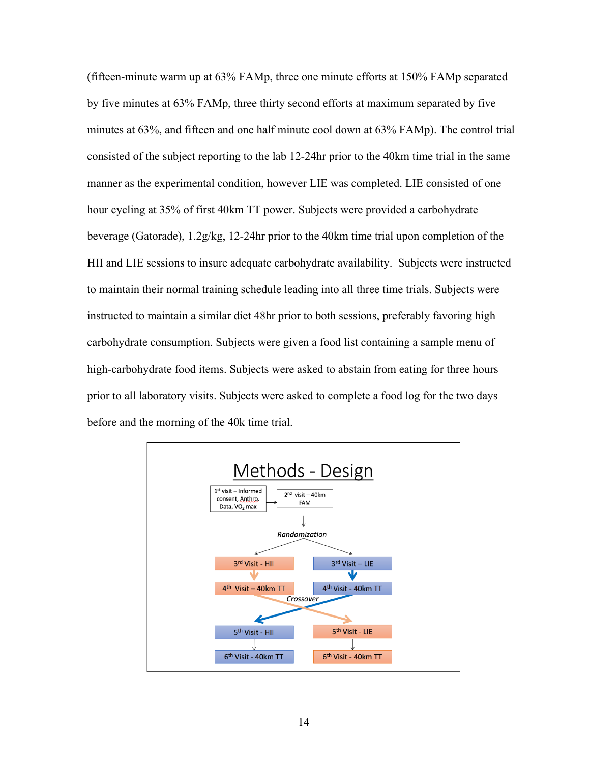(fifteen-minute warm up at 63% FAMp, three one minute efforts at 150% FAMp separated by five minutes at 63% FAMp, three thirty second efforts at maximum separated by five minutes at 63%, and fifteen and one half minute cool down at 63% FAMp). The control trial consisted of the subject reporting to the lab 12-24hr prior to the 40km time trial in the same manner as the experimental condition, however LIE was completed. LIE consisted of one hour cycling at 35% of first 40km TT power. Subjects were provided a carbohydrate beverage (Gatorade), 1.2g/kg, 12-24hr prior to the 40km time trial upon completion of the HII and LIE sessions to insure adequate carbohydrate availability. Subjects were instructed to maintain their normal training schedule leading into all three time trials. Subjects were instructed to maintain a similar diet 48hr prior to both sessions, preferably favoring high carbohydrate consumption. Subjects were given a food list containing a sample menu of high-carbohydrate food items. Subjects were asked to abstain from eating for three hours prior to all laboratory visits. Subjects were asked to complete a food log for the two days before and the morning of the 40k time trial.

## Methods - Design

1st visit – Informed consent, Anthro. Data, $VO_2$ max → 2nd visit – 40km FAM

Randomization

| | |
|---|---|
| 3rd Visit - HII | 3rd Visit – LIE |
| 4th Visit – 40km TT | 4th Visit - 40km TT |

Crossover

| | |
|---|---|
| 5th Visit - HII | 5th Visit - LIE |
| 6th Visit - 40km TT | 6th Visit - 40km TT |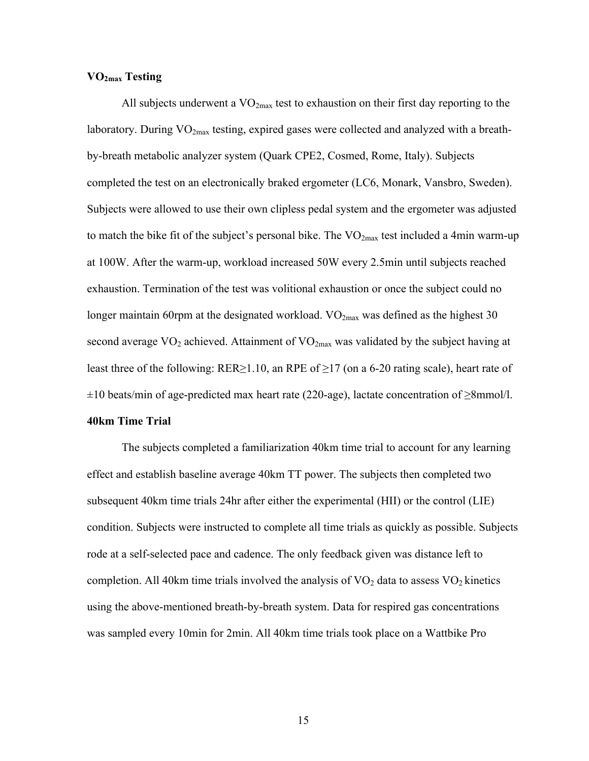### $VO_{2max}$ Testing

All subjects underwent a $VO_{2max}$ test to exhaustion on their first day reporting to the laboratory. During $VO_{2max}$ testing, expired gases were collected and analyzed with a breath-by-breath metabolic analyzer system (Quark CPE2, Cosmed, Rome, Italy). Subjects completed the test on an electronically braked ergometer (LC6, Monark, Vansbro, Sweden). Subjects were allowed to use their own clipless pedal system and the ergometer was adjusted to match the bike fit of the subject's personal bike. The $VO_{2max}$ test included a 4min warm-up at 100W. After the warm-up, workload increased 50W every 2.5min until subjects reached exhaustion. Termination of the test was volitional exhaustion or once the subject could no longer maintain 60rpm at the designated workload. $VO_{2max}$ was defined as the highest 30 second average $VO_2$ achieved. Attainment of $VO_{2max}$ was validated by the subject having at least three of the following: RER≥1.10, an RPE of ≥17 (on a 6-20 rating scale), heart rate of ±10 beats/min of age-predicted max heart rate (220-age), lactate concentration of ≥8mmol/l.

### 40km Time Trial

The subjects completed a familiarization 40km time trial to account for any learning effect and establish baseline average 40km TT power. The subjects then completed two subsequent 40km time trials 24hr after either the experimental (HII) or the control (LIE) condition. Subjects were instructed to complete all time trials as quickly as possible. Subjects rode at a self-selected pace and cadence. The only feedback given was distance left to completion. All 40km time trials involved the analysis of $VO_2$ data to assess $VO_2$ kinetics using the above-mentioned breath-by-breath system. Data for respired gas concentrations was sampled every 10min for 2min. All 40km time trials took place on a Wattbike Pro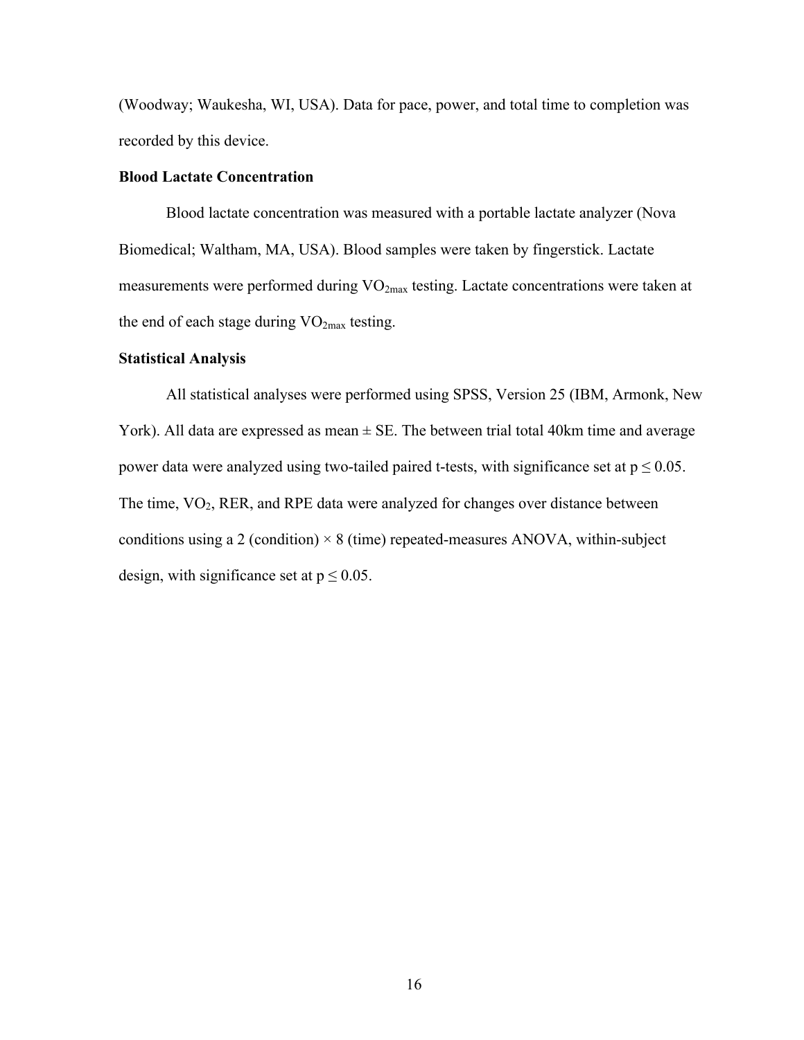(Woodway; Waukesha, WI, USA). Data for pace, power, and total time to completion was recorded by this device.

**Blood Lactate Concentration**

Blood lactate concentration was measured with a portable lactate analyzer (Nova Biomedical; Waltham, MA, USA). Blood samples were taken by fingerstick. Lactate measurements were performed during $VO_{2max}$ testing. Lactate concentrations were taken at the end of each stage during $VO_{2max}$ testing.

**Statistical Analysis**

All statistical analyses were performed using SPSS, Version 25 (IBM, Armonk, New York). All data are expressed as mean ± SE. The between trial total 40km time and average power data were analyzed using two-tailed paired t-tests, with significance set at $p \leq 0.05$. The time, $VO_2$, RER, and RPE data were analyzed for changes over distance between conditions using a 2 (condition) × 8 (time) repeated-measures ANOVA, within-subject design, with significance set at $p \leq 0.05$.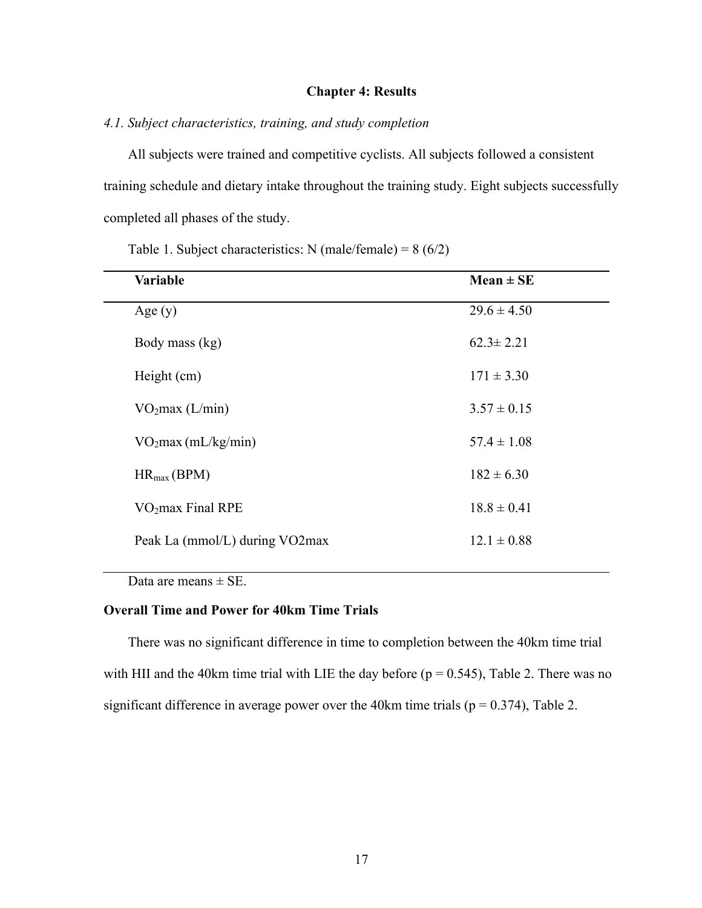# Chapter 4: Results

*4.1. Subject characteristics, training, and study completion*

All subjects were trained and competitive cyclists. All subjects followed a consistent training schedule and dietary intake throughout the training study. Eight subjects successfully completed all phases of the study.

Table 1. Subject characteristics: N (male/female) = 8 (6/2)

| **Variable** | **Mean ± SE** |
|---|---|
| Age (y) | 29.6 ± 4.50 |
| Body mass (kg) | 62.3± 2.21 |
| Height (cm) | 171 ± 3.30 |
| $VO_2$max (L/min) | 3.57 ± 0.15 |
| $VO_2$max (mL/kg/min) | 57.4 ± 1.08 |
| $HR_{max}$ (BPM) | 182 ± 6.30 |
| $VO_2$max Final RPE | 18.8 ± 0.41 |
| Peak La (mmol/L) during VO2max | 12.1 ± 0.88 |

Data are means ± SE.

**Overall Time and Power for 40km Time Trials**

There was no significant difference in time to completion between the 40km time trial with HII and the 40km time trial with LIE the day before ($p = 0.545$), Table 2. There was no significant difference in average power over the 40km time trials ($p = 0.374$), Table 2.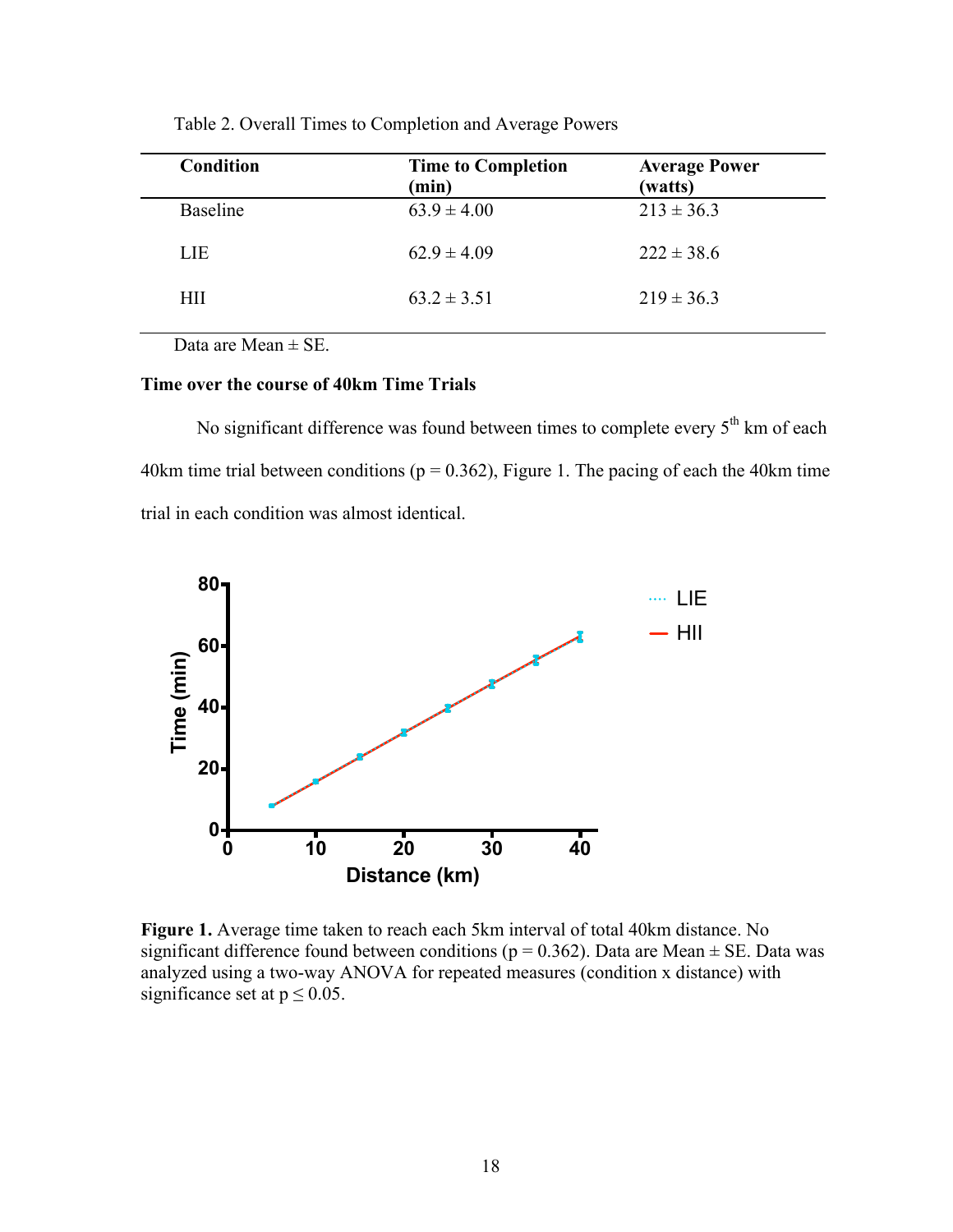Table 2. Overall Times to Completion and Average Powers

| Condition | Time to Completion (min) | Average Power (watts) |
|---|---|---|
| Baseline | 63.9 ± 4.00 | 213 ± 36.3 |
| LIE | 62.9 ± 4.09 | 222 ± 38.6 |
| HII | 63.2 ± 3.51 | 219 ± 36.3 |

Data are Mean ± SE.

**Time over the course of 40km Time Trials**

No significant difference was found between times to complete every 5th km of each 40km time trial between conditions ($p = 0.362$), Figure 1. The pacing of each the 40km time trial in each condition was almost identical.

**Figure 1.** Average time taken to reach each 5km interval of total 40km distance. No significant difference found between conditions ($p = 0.362$). Data are Mean ± SE. Data was analyzed using a two-way ANOVA for repeated measures (condition x distance) with significance set at $p \leq 0.05$.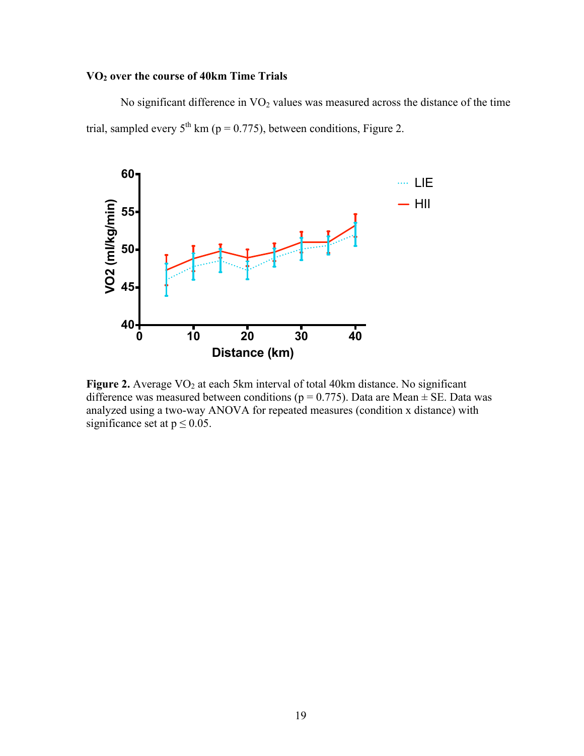**$VO_2$ over the course of 40km Time Trials**

No significant difference in $VO_2$ values was measured across the distance of the time trial, sampled every $5^{th}$ km ($p = 0.775$), between conditions, Figure 2.

**Figure 2.** Average $VO_2$ at each 5km interval of total 40km distance. No significant difference was measured between conditions ($p = 0.775$). Data are Mean ± SE. Data was analyzed using a two-way ANOVA for repeated measures (condition x distance) with significance set at $p \leq 0.05$.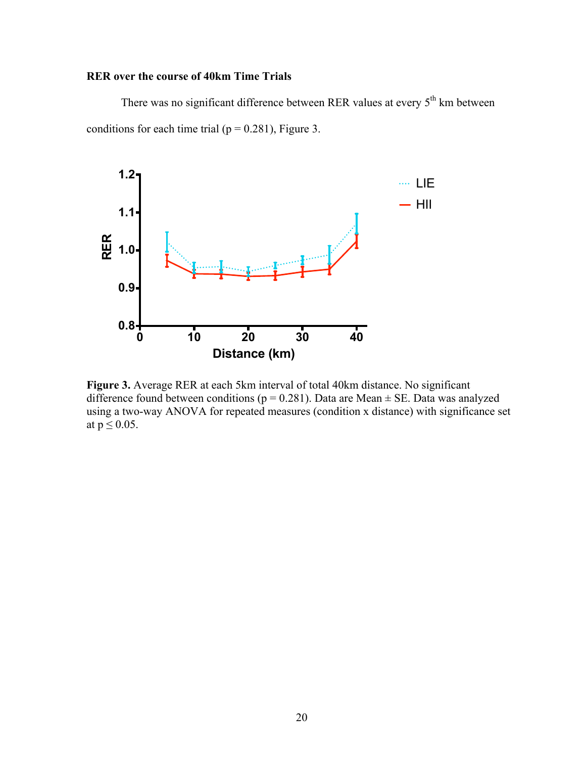**RER over the course of 40km Time Trials**

There was no significant difference between RER values at every 5th km between conditions for each time trial ($p = 0.281$), Figure 3.

**Figure 3.** Average RER at each 5km interval of total 40km distance. No significant difference found between conditions ($p = 0.281$). Data are Mean ± SE. Data was analyzed using a two-way ANOVA for repeated measures (condition x distance) with significance set at $p \leq 0.05$.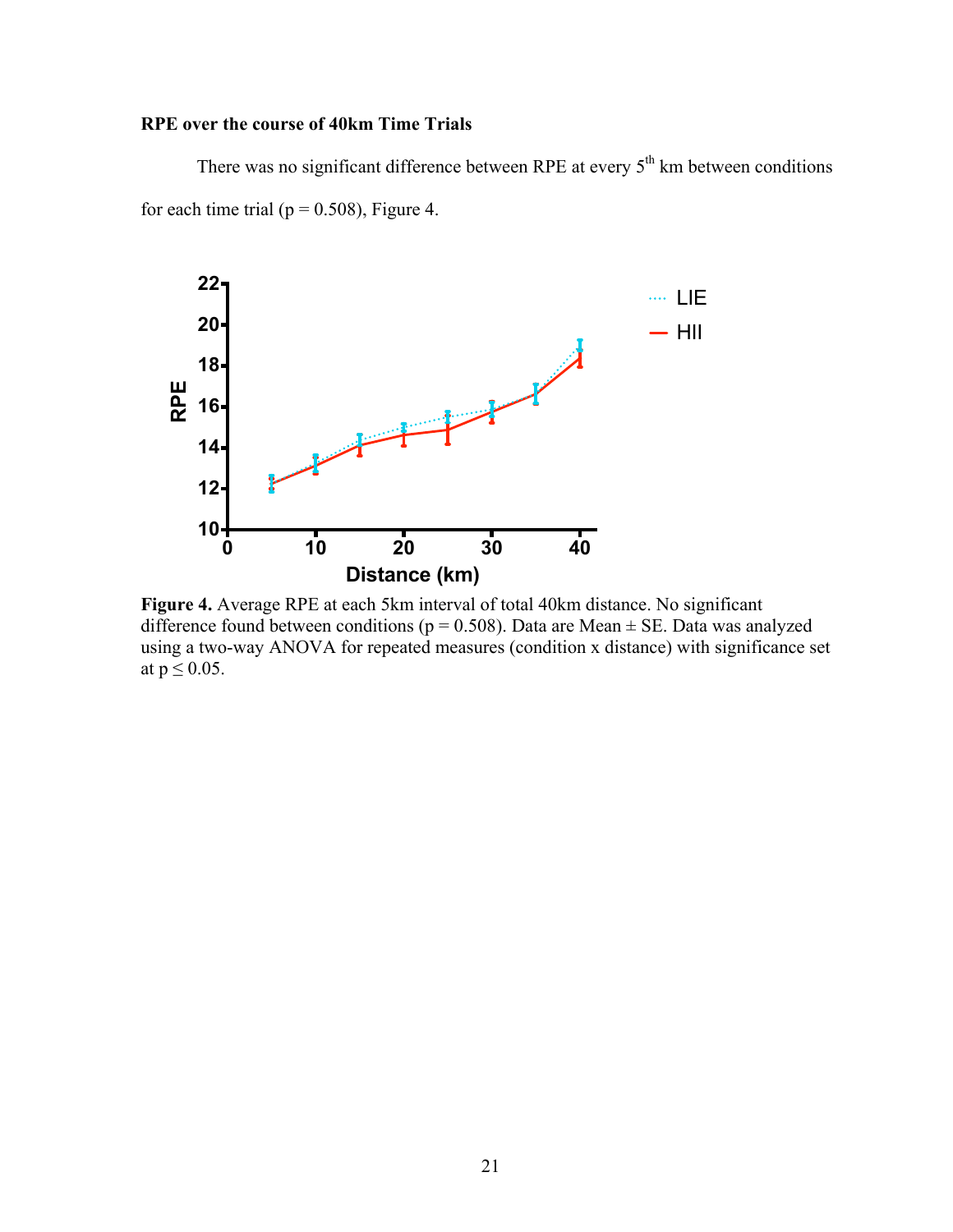**RPE over the course of 40km Time Trials**

There was no significant difference between RPE at every 5th km between conditions for each time trial ($p = 0.508$), Figure 4.

**Figure 4.** Average RPE at each 5km interval of total 40km distance. No significant difference found between conditions ($p = 0.508$). Data are Mean ± SE. Data was analyzed using a two-way ANOVA for repeated measures (condition x distance) with significance set at $p \leq 0.05$.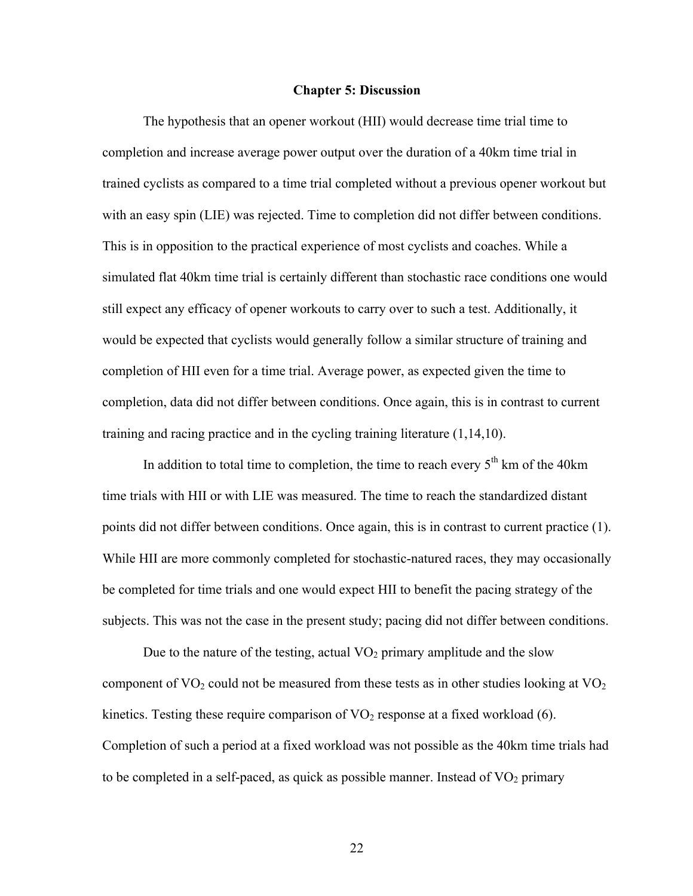# Chapter 5: Discussion

The hypothesis that an opener workout (HII) would decrease time trial time to completion and increase average power output over the duration of a 40km time trial in trained cyclists as compared to a time trial completed without a previous opener workout but with an easy spin (LIE) was rejected. Time to completion did not differ between conditions. This is in opposition to the practical experience of most cyclists and coaches. While a simulated flat 40km time trial is certainly different than stochastic race conditions one would still expect any efficacy of opener workouts to carry over to such a test. Additionally, it would be expected that cyclists would generally follow a similar structure of training and completion of HII even for a time trial. Average power, as expected given the time to completion, data did not differ between conditions. Once again, this is in contrast to current training and racing practice and in the cycling training literature (1,14,10).

In addition to total time to completion, the time to reach every $5^{th}$ km of the 40km time trials with HII or with LIE was measured. The time to reach the standardized distant points did not differ between conditions. Once again, this is in contrast to current practice (1). While HII are more commonly completed for stochastic-natured races, they may occasionally be completed for time trials and one would expect HII to benefit the pacing strategy of the subjects. This was not the case in the present study; pacing did not differ between conditions.

Due to the nature of the testing, actual $VO_2$ primary amplitude and the slow component of $VO_2$ could not be measured from these tests as in other studies looking at $VO_2$ kinetics. Testing these require comparison of $VO_2$ response at a fixed workload (6). Completion of such a period at a fixed workload was not possible as the 40km time trials had to be completed in a self-paced, as quick as possible manner. Instead of $VO_2$ primary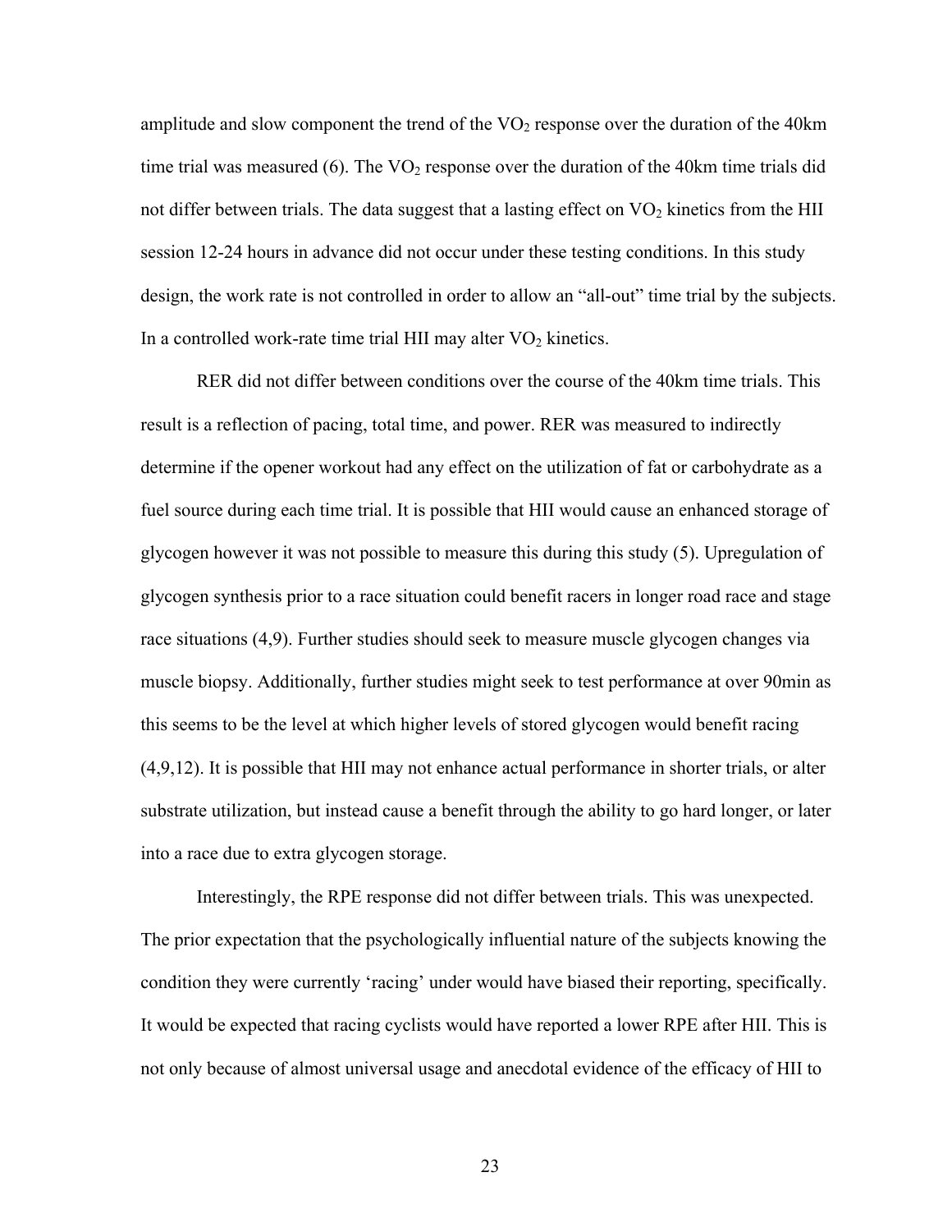amplitude and slow component the trend of the $VO_2$ response over the duration of the 40km time trial was measured (6). The $VO_2$ response over the duration of the 40km time trials did not differ between trials. The data suggest that a lasting effect on $VO_2$ kinetics from the HII session 12-24 hours in advance did not occur under these testing conditions. In this study design, the work rate is not controlled in order to allow an "all-out" time trial by the subjects. In a controlled work-rate time trial HII may alter $VO_2$ kinetics.

RER did not differ between conditions over the course of the 40km time trials. This result is a reflection of pacing, total time, and power. RER was measured to indirectly determine if the opener workout had any effect on the utilization of fat or carbohydrate as a fuel source during each time trial. It is possible that HII would cause an enhanced storage of glycogen however it was not possible to measure this during this study (5). Upregulation of glycogen synthesis prior to a race situation could benefit racers in longer road race and stage race situations (4,9). Further studies should seek to measure muscle glycogen changes via muscle biopsy. Additionally, further studies might seek to test performance at over 90min as this seems to be the level at which higher levels of stored glycogen would benefit racing (4,9,12). It is possible that HII may not enhance actual performance in shorter trials, or alter substrate utilization, but instead cause a benefit through the ability to go hard longer, or later into a race due to extra glycogen storage.

Interestingly, the RPE response did not differ between trials. This was unexpected. The prior expectation that the psychologically influential nature of the subjects knowing the condition they were currently 'racing' under would have biased their reporting, specifically. It would be expected that racing cyclists would have reported a lower RPE after HII. This is not only because of almost universal usage and anecdotal evidence of the efficacy of HII to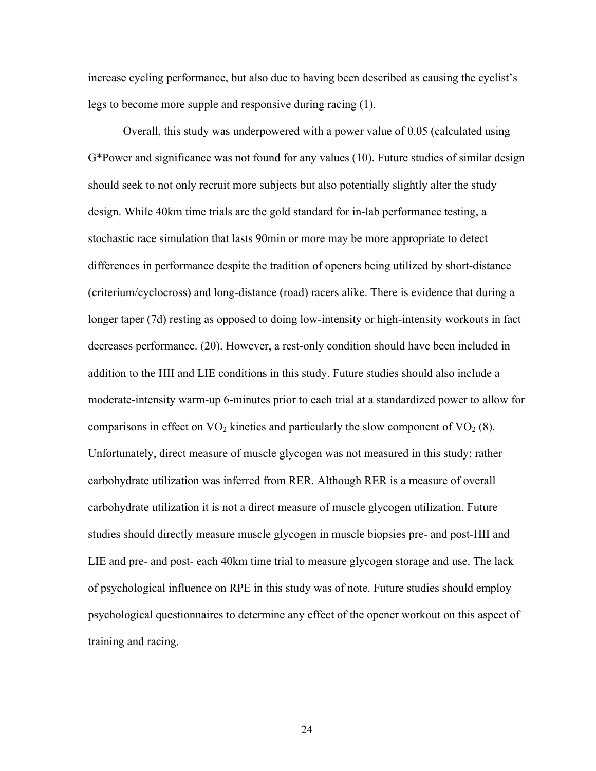increase cycling performance, but also due to having been described as causing the cyclist's legs to become more supple and responsive during racing (1).

Overall, this study was underpowered with a power value of 0.05 (calculated using G*Power and significance was not found for any values (10). Future studies of similar design should seek to not only recruit more subjects but also potentially slightly alter the study design. While 40km time trials are the gold standard for in-lab performance testing, a stochastic race simulation that lasts 90min or more may be more appropriate to detect differences in performance despite the tradition of openers being utilized by short-distance (criterium/cyclocross) and long-distance (road) racers alike. There is evidence that during a longer taper (7d) resting as opposed to doing low-intensity or high-intensity workouts in fact decreases performance. (20). However, a rest-only condition should have been included in addition to the HII and LIE conditions in this study. Future studies should also include a moderate-intensity warm-up 6-minutes prior to each trial at a standardized power to allow for comparisons in effect on $VO_2$ kinetics and particularly the slow component of $VO_2$ (8). Unfortunately, direct measure of muscle glycogen was not measured in this study; rather carbohydrate utilization was inferred from RER. Although RER is a measure of overall carbohydrate utilization it is not a direct measure of muscle glycogen utilization. Future studies should directly measure muscle glycogen in muscle biopsies pre- and post-HII and LIE and pre- and post- each 40km time trial to measure glycogen storage and use. The lack of psychological influence on RPE in this study was of note. Future studies should employ psychological questionnaires to determine any effect of the opener workout on this aspect of training and racing.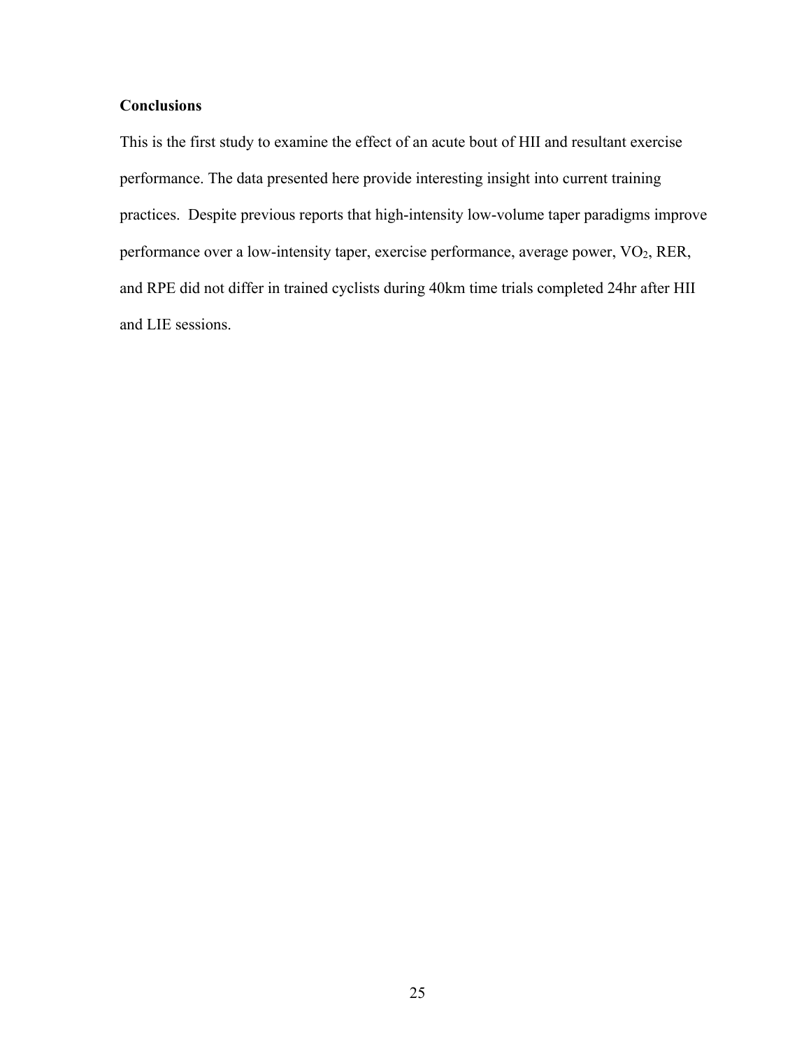## Conclusions

This is the first study to examine the effect of an acute bout of HII and resultant exercise performance. The data presented here provide interesting insight into current training practices. Despite previous reports that high-intensity low-volume taper paradigms improve performance over a low-intensity taper, exercise performance, average power, $VO_2$, RER, and RPE did not differ in trained cyclists during 40km time trials completed 24hr after HII and LIE sessions.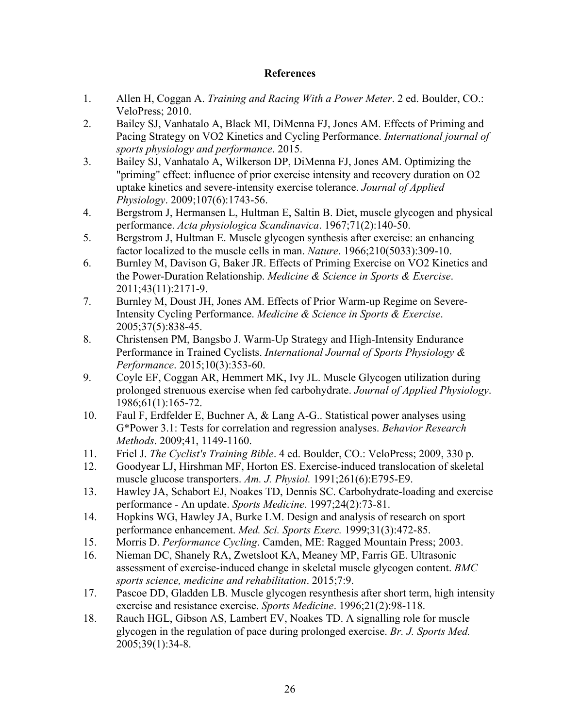# References

1. Allen H, Coggan A. *Training and Racing With a Power Meter*. 2 ed. Boulder, CO.: VeloPress; 2010.
2. Bailey SJ, Vanhatalo A, Black MI, DiMenna FJ, Jones AM. Effects of Priming and Pacing Strategy on VO2 Kinetics and Cycling Performance. *International journal of sports physiology and performance*. 2015.
3. Bailey SJ, Vanhatalo A, Wilkerson DP, DiMenna FJ, Jones AM. Optimizing the "priming" effect: influence of prior exercise intensity and recovery duration on O2 uptake kinetics and severe-intensity exercise tolerance. *Journal of Applied Physiology*. 2009;107(6):1743-56.
4. Bergstrom J, Hermansen L, Hultman E, Saltin B. Diet, muscle glycogen and physical performance. *Acta physiologica Scandinavica*. 1967;71(2):140-50.
5. Bergstrom J, Hultman E. Muscle glycogen synthesis after exercise: an enhancing factor localized to the muscle cells in man. *Nature*. 1966;210(5033):309-10.
6. Burnley M, Davison G, Baker JR. Effects of Priming Exercise on VO2 Kinetics and the Power-Duration Relationship. *Medicine & Science in Sports & Exercise*. 2011;43(11):2171-9.
7. Burnley M, Doust JH, Jones AM. Effects of Prior Warm-up Regime on Severe-Intensity Cycling Performance. *Medicine & Science in Sports & Exercise*. 2005;37(5):838-45.
8. Christensen PM, Bangsbo J. Warm-Up Strategy and High-Intensity Endurance Performance in Trained Cyclists. *International Journal of Sports Physiology & Performance*. 2015;10(3):353-60.
9. Coyle EF, Coggan AR, Hemmert MK, Ivy JL. Muscle Glycogen utilization during prolonged strenuous exercise when fed carbohydrate. *Journal of Applied Physiology*. 1986;61(1):165-72.
10. Faul F, Erdfelder E, Buchner A, & Lang A-G.. Statistical power analyses using G*Power 3.1: Tests for correlation and regression analyses. *Behavior Research Methods*. 2009;41, 1149-1160.
11. Friel J. *The Cyclist's Training Bible*. 4 ed. Boulder, CO.: VeloPress; 2009, 330 p.
12. Goodyear LJ, Hirshman MF, Horton ES. Exercise-induced translocation of skeletal muscle glucose transporters. *Am. J. Physiol.* 1991;261(6):E795-E9.
13. Hawley JA, Schabort EJ, Noakes TD, Dennis SC. Carbohydrate-loading and exercise performance - An update. *Sports Medicine*. 1997;24(2):73-81.
14. Hopkins WG, Hawley JA, Burke LM. Design and analysis of research on sport performance enhancement. *Med. Sci. Sports Exerc.* 1999;31(3):472-85.
15. Morris D. *Performance Cycling*. Camden, ME: Ragged Mountain Press; 2003.
16. Nieman DC, Shanely RA, Zwetsloot KA, Meaney MP, Farris GE. Ultrasonic assessment of exercise-induced change in skeletal muscle glycogen content. *BMC sports science, medicine and rehabilitation*. 2015;7:9.
17. Pascoe DD, Gladden LB. Muscle glycogen resynthesis after short term, high intensity exercise and resistance exercise. *Sports Medicine*. 1996;21(2):98-118.
18. Rauch HGL, Gibson AS, Lambert EV, Noakes TD. A signalling role for muscle glycogen in the regulation of pace during prolonged exercise. *Br. J. Sports Med.* 2005;39(1):34-8.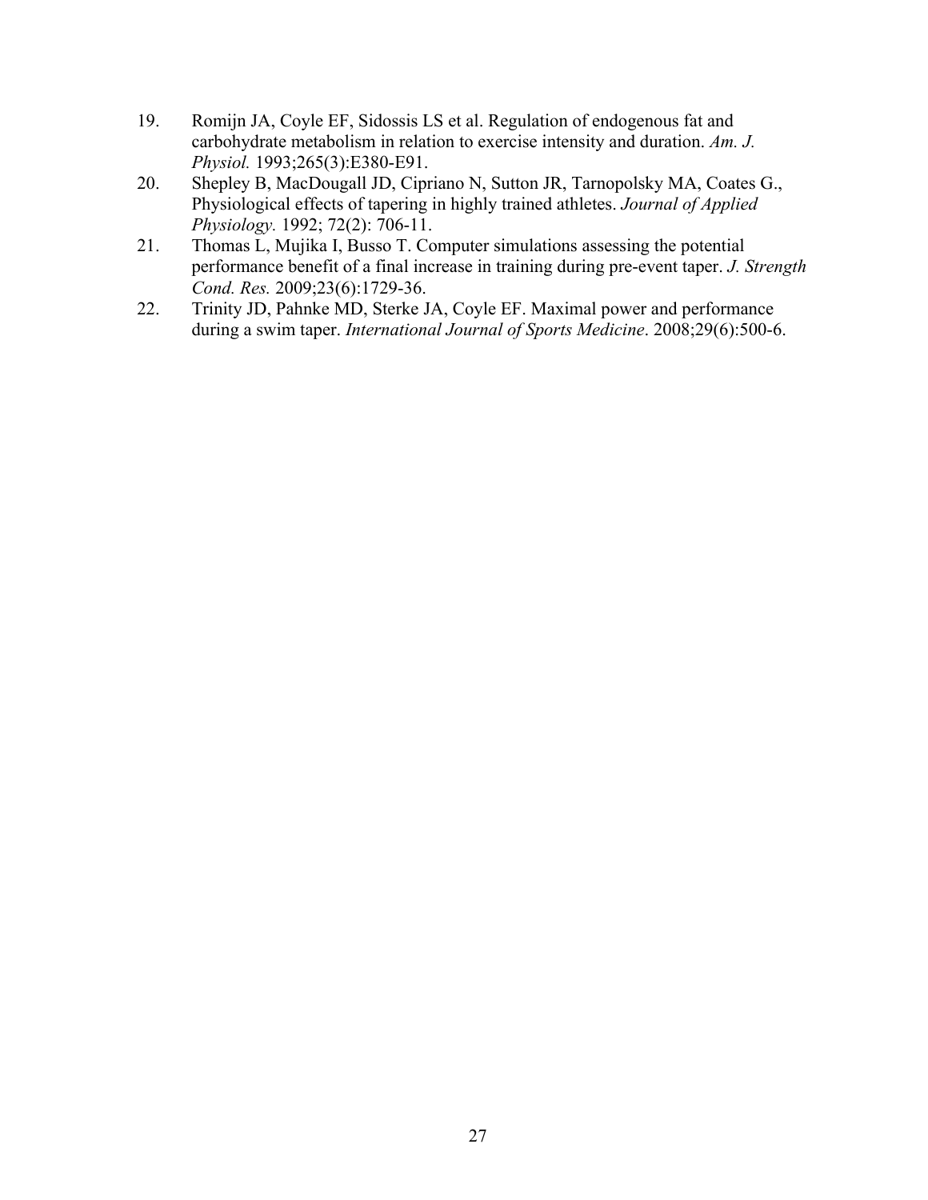19. Romijn JA, Coyle EF, Sidossis LS et al. Regulation of endogenous fat and carbohydrate metabolism in relation to exercise intensity and duration. *Am. J. Physiol.* 1993;265(3):E380-E91.
20. Shepley B, MacDougall JD, Cipriano N, Sutton JR, Tarnopolsky MA, Coates G., Physiological effects of tapering in highly trained athletes. *Journal of Applied Physiology.* 1992; 72(2): 706-11.
21. Thomas L, Mujika I, Busso T. Computer simulations assessing the potential performance benefit of a final increase in training during pre-event taper. *J. Strength Cond. Res.* 2009;23(6):1729-36.
22. Trinity JD, Pahnke MD, Sterke JA, Coyle EF. Maximal power and performance during a swim taper. *International Journal of Sports Medicine*. 2008;29(6):500-6.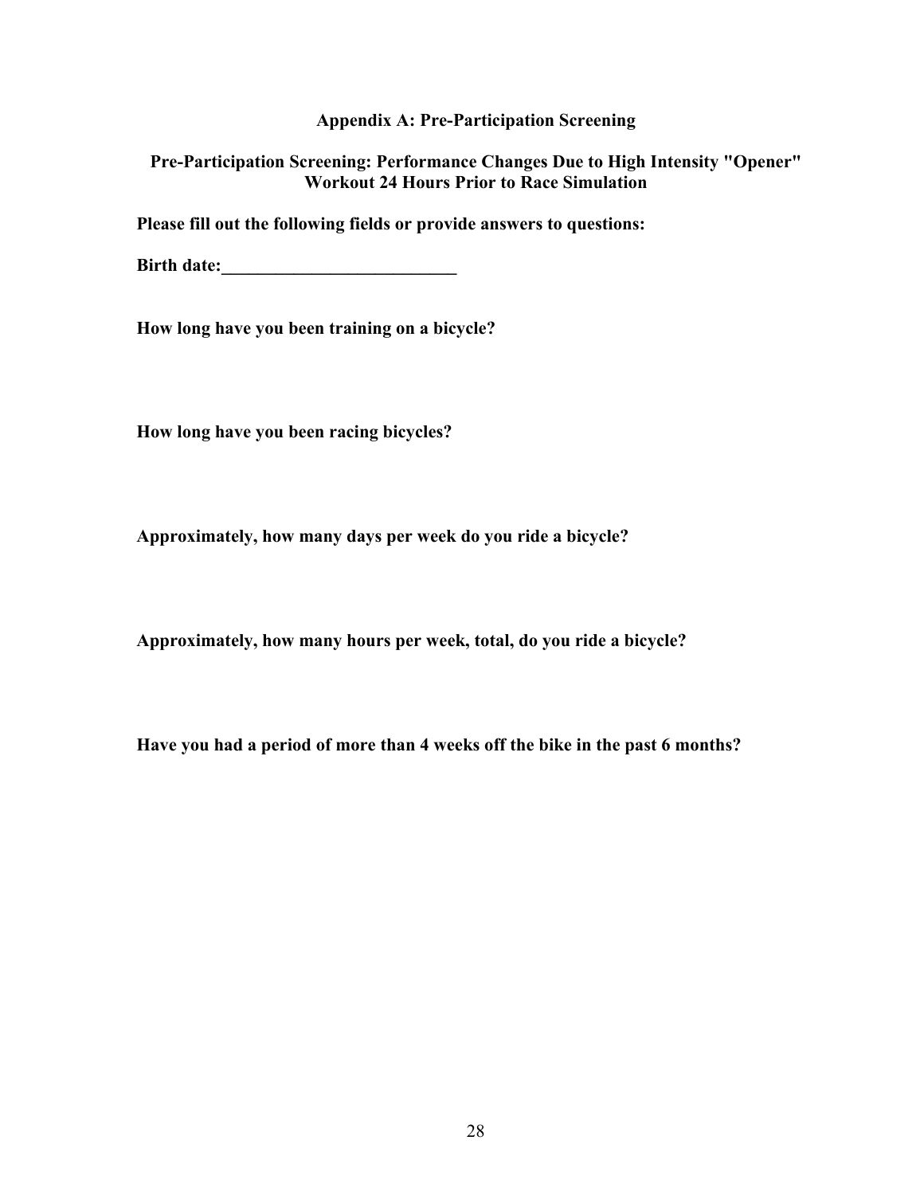## Appendix A: Pre-Participation Screening

### Pre-Participation Screening: Performance Changes Due to High Intensity "Opener" Workout 24 Hours Prior to Race Simulation

**Please fill out the following fields or provide answers to questions:**

**Birth date:__________________________**

**How long have you been training on a bicycle?**

**How long have you been racing bicycles?**

**Approximately, how many days per week do you ride a bicycle?**

**Approximately, how many hours per week, total, do you ride a bicycle?**

**Have you had a period of more than 4 weeks off the bike in the past 6 months?**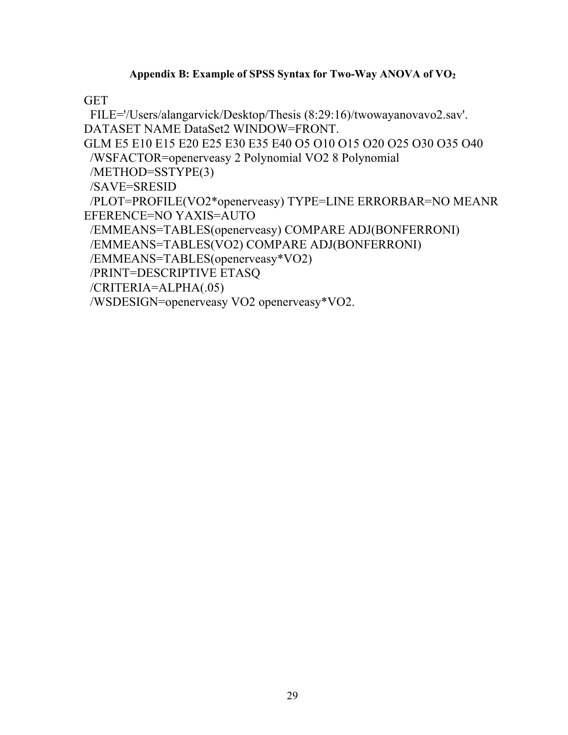### Appendix B: Example of SPSS Syntax for Two-Way ANOVA of $VO_2$

```
GET
  FILE='/Users/alangarvick/Desktop/Thesis (8:29:16)/twowayanovavo2.sav'.
DATASET NAME DataSet2 WINDOW=FRONT.
GLM E5 E10 E15 E20 E25 E30 E35 E40 O5 O10 O15 O20 O25 O30 O35 O40
  /WSFACTOR=openerveasy 2 Polynomial VO2 8 Polynomial
  /METHOD=SSTYPE(3)
  /SAVE=SRESID
  /PLOT=PROFILE(VO2*openerveasy) TYPE=LINE ERRORBAR=NO MEANR
EFERENCE=NO YAXIS=AUTO
  /EMMEANS=TABLES(openerveasy) COMPARE ADJ(BONFERRONI)
  /EMMEANS=TABLES(VO2) COMPARE ADJ(BONFERRONI)
  /EMMEANS=TABLES(openerveasy*VO2)
  /PRINT=DESCRIPTIVE ETASQ
  /CRITERIA=ALPHA(.05)
  /WSDESIGN=openerveasy VO2 openerveasy*VO2.
```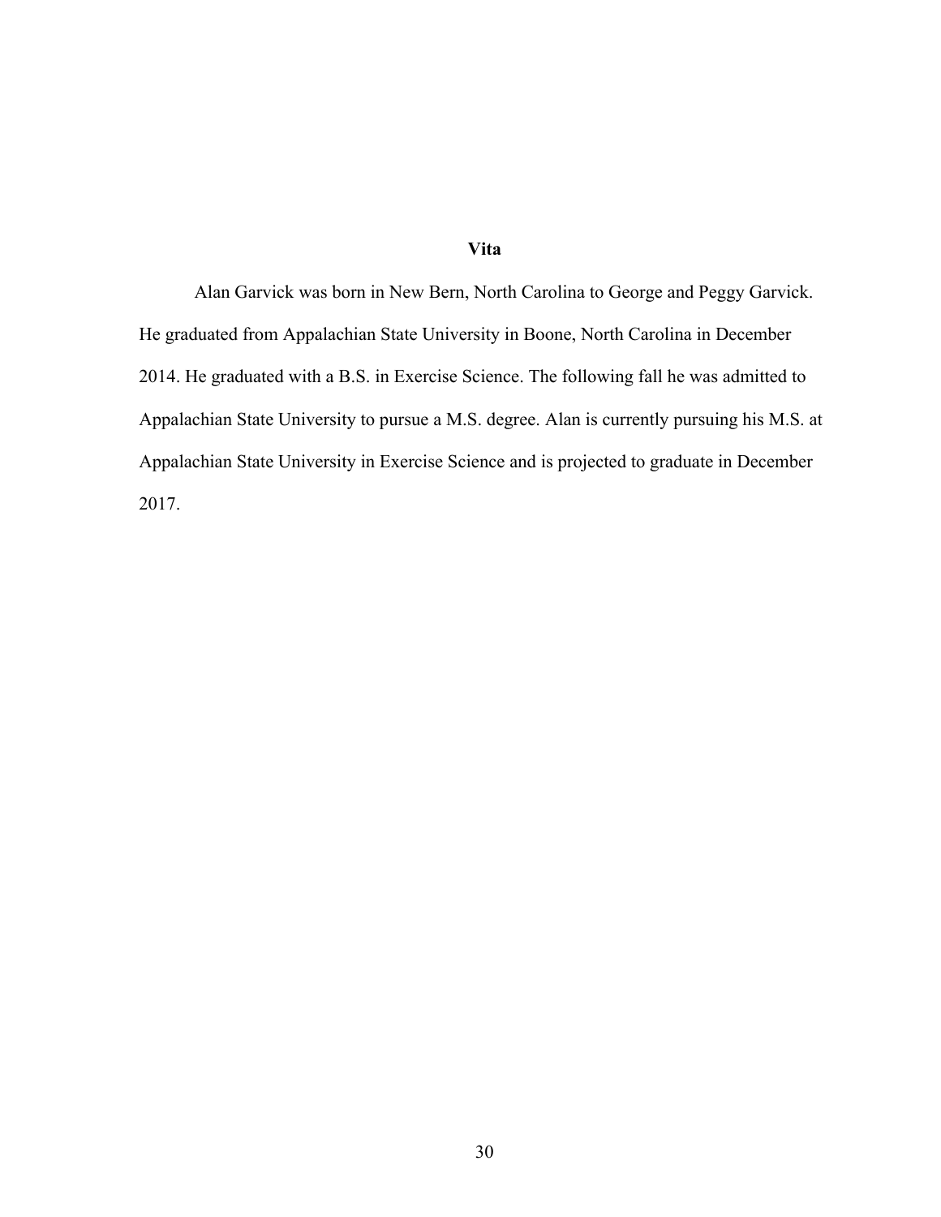## Vita

Alan Garvick was born in New Bern, North Carolina to George and Peggy Garvick. He graduated from Appalachian State University in Boone, North Carolina in December 2014. He graduated with a B.S. in Exercise Science. The following fall he was admitted to Appalachian State University to pursue a M.S. degree. Alan is currently pursuing his M.S. at Appalachian State University in Exercise Science and is projected to graduate in December 2017.